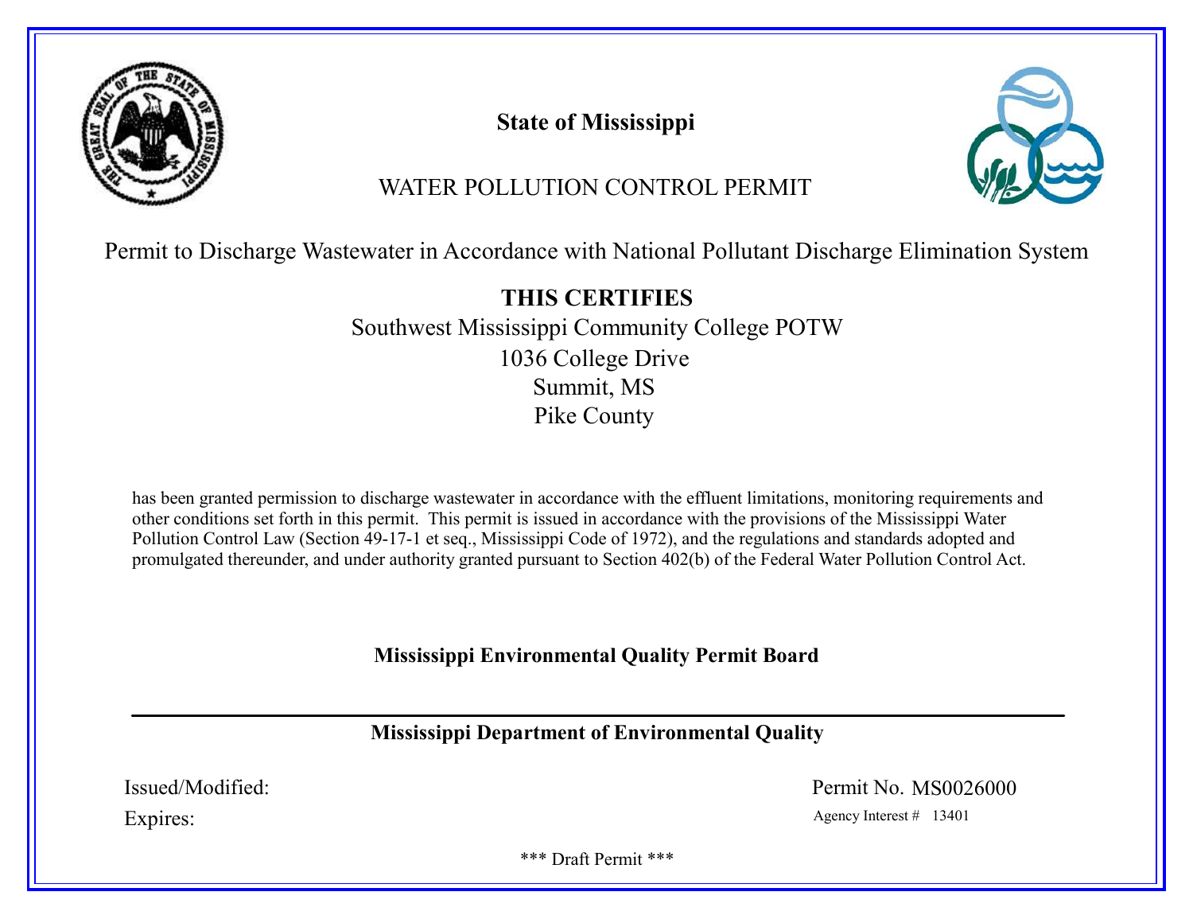**State of Mississippi**

WATER POLLUTION CONTROL PERMIT

Permit to Discharge Wastewater in Accordance with National Pollutant Discharge Elimination System

**THIS CERTIFIES**

Southwest Mississippi Community College POTW
1036 College Drive
Summit, MS
Pike County

has been granted permission to discharge wastewater in accordance with the effluent limitations, monitoring requirements and other conditions set forth in this permit. This permit is issued in accordance with the provisions of the Mississippi Water Pollution Control Law (Section 49-17-1 et seq., Mississippi Code of 1972), and the regulations and standards adopted and promulgated thereunder, and under authority granted pursuant to Section 402(b) of the Federal Water Pollution Control Act.

**Mississippi Environmental Quality Permit Board**

---

**Mississippi Department of Environmental Quality**

Issued/Modified:

Expires:

Permit No. MS0026000

Agency Interest # 13401

\*\*\* Draft Permit \*\*\*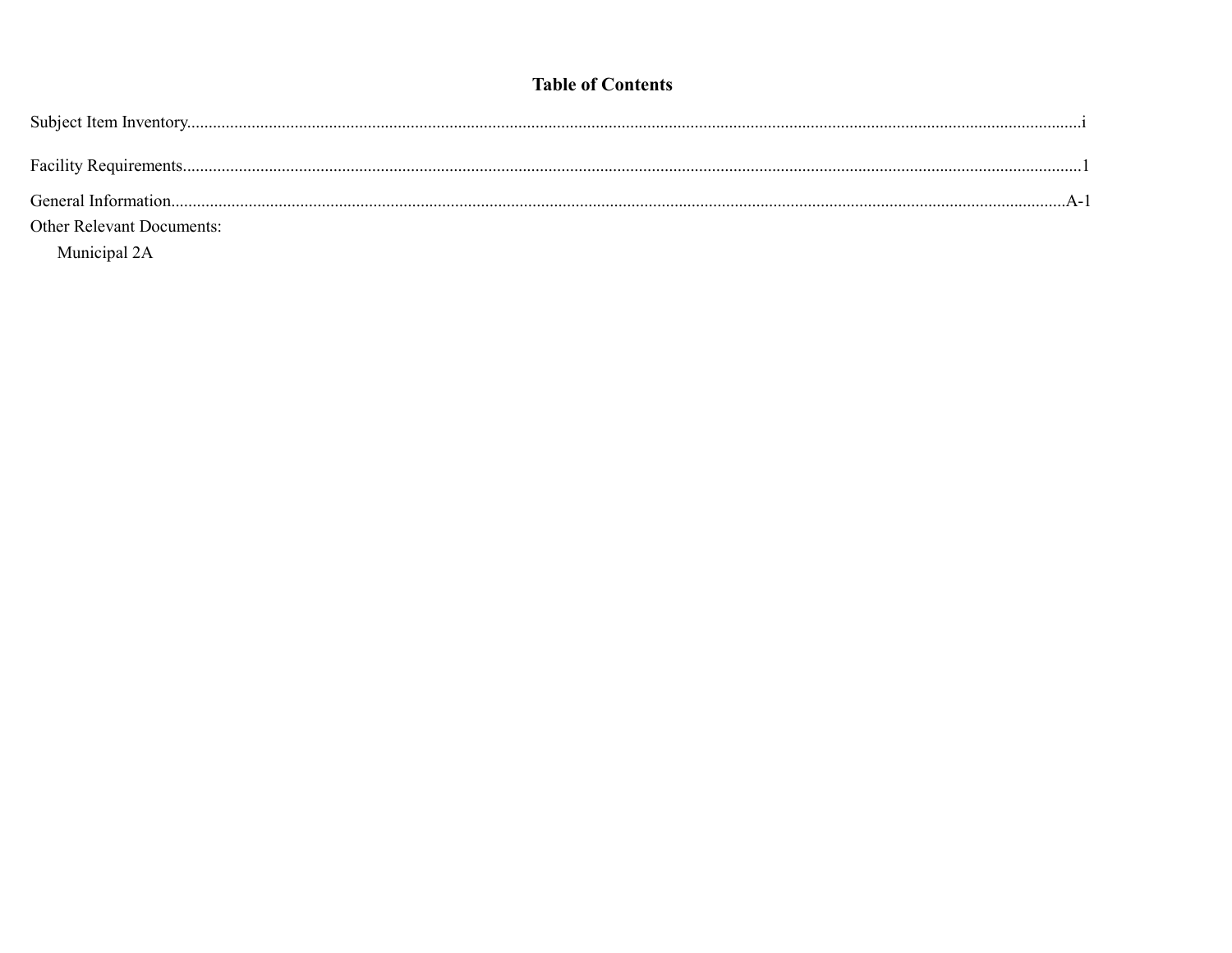# Table of Contents

Subject Item Inventory.......................................................................................................i

Facility Requirements.......................................................................................................1

General Information.......................................................................................................A-1

Other Relevant Documents:

- Municipal 2A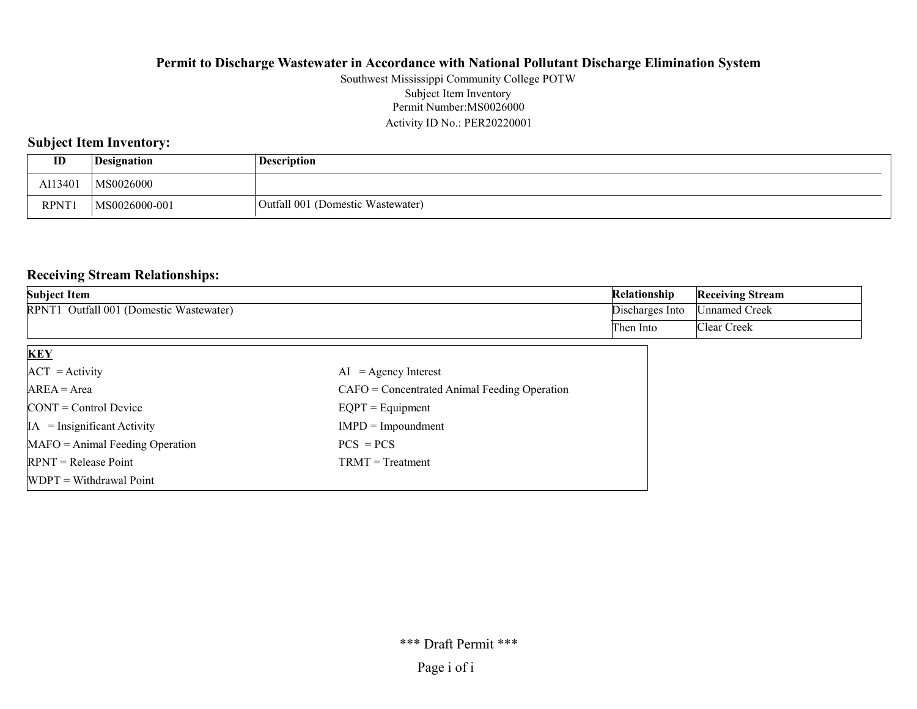**Permit to Discharge Wastewater in Accordance with National Pollutant Discharge Elimination System**

Southwest Mississippi Community College POTW
Subject Item Inventory
Permit Number:MS0026000
Activity ID No.: PER20220001

## Subject Item Inventory:

| ID | Designation | Description |
|---|---|---|
| AI13401 | MS0026000 | |
| RPNT1 | MS0026000-001 | Outfall 001 (Domestic Wastewater) |

## Receiving Stream Relationships:

| Subject Item | Relationship | Receiving Stream |
|---|---|---|
| RPNT1 Outfall 001 (Domestic Wastewater) | Discharges Into | Unnamed Creek |
| | Then Into | Clear Creek |

| **KEY** | |
|---|---|
| ACT = Activity | AI = Agency Interest |
| AREA = Area | CAFO = Concentrated Animal Feeding Operation |
| CONT = Control Device | EQPT = Equipment |
| IA = Insignificant Activity | IMPD = Impoundment |
| MAFO = Animal Feeding Operation | PCS = PCS |
| RPNT = Release Point | TRMT = Treatment |
| WDPT = Withdrawal Point | |

\*\*\* Draft Permit \*\*\*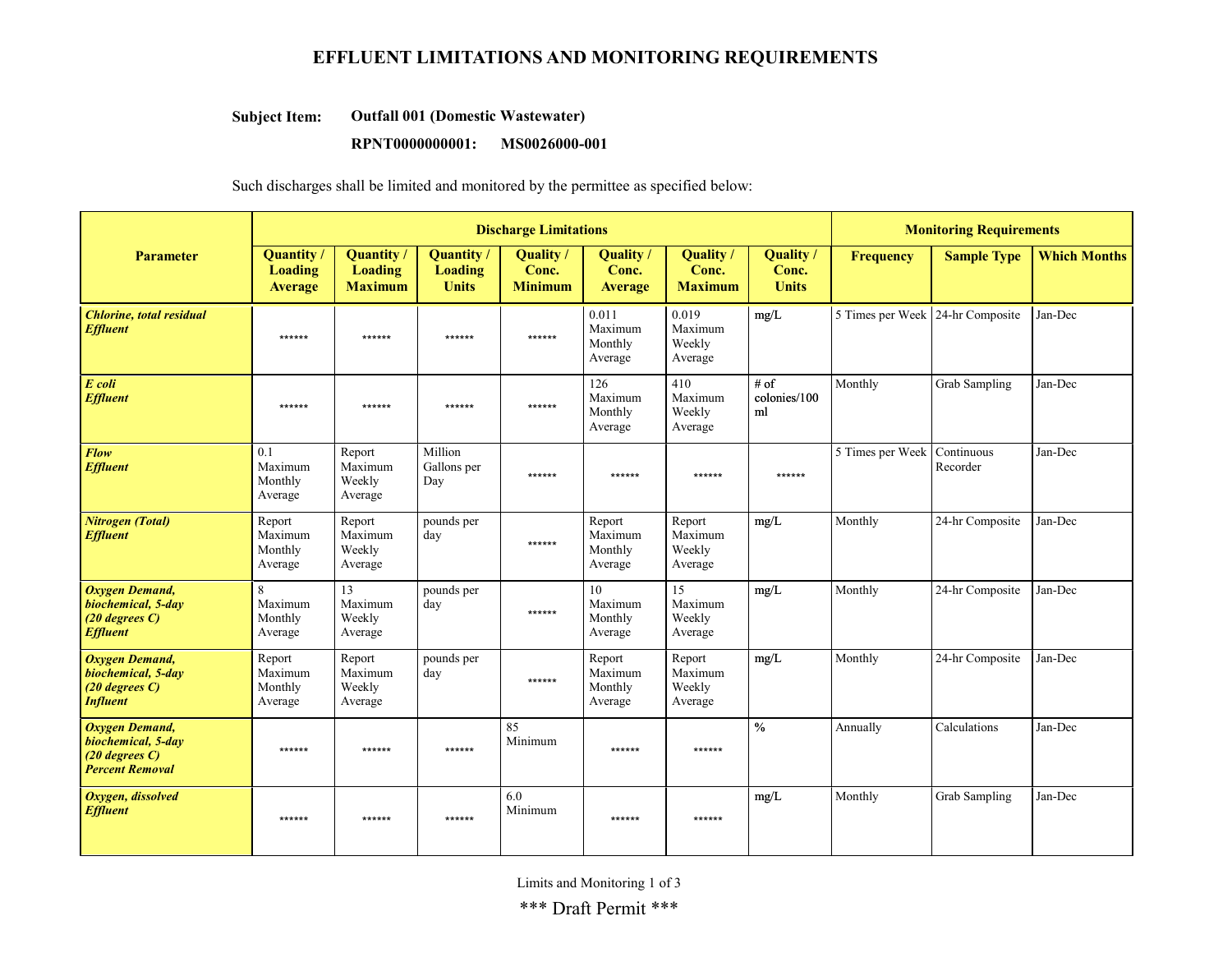# EFFLUENT LIMITATIONS AND MONITORING REQUIREMENTS

**Subject Item:** **Outfall 001 (Domestic Wastewater)**

**RPNT0000000001: MS0026000-001**

Such discharges shall be limited and monitored by the permittee as specified below:

| Parameter | Discharge Limitations | | | | | | | Monitoring Requirements | | |
|---|---|---|---|---|---|---|---|---|---|---|
| | Quantity / Loading Average | Quantity / Loading Maximum | Quantity / Loading Units | Quality / Conc. Minimum | Quality / Conc. Average | Quality / Conc. Maximum | Quality / Conc. Units | Frequency | Sample Type | Which Months |
| ***Chlorine, total residual Effluent*** | ****** | ****** | ****** | ****** | 0.011 Maximum Monthly Average | 0.019 Maximum Weekly Average | mg/L | 5 Times per Week | 24-hr Composite | Jan-Dec |
| ***E coli Effluent*** | ****** | ****** | ****** | ****** | 126 Maximum Monthly Average | 410 Maximum Weekly Average | # of colonies/100 ml | Monthly | Grab Sampling | Jan-Dec |
| ***Flow Effluent*** | 0.1 Maximum Monthly Average | Report Maximum Weekly Average | Million Gallons per Day | ****** | ****** | ****** | ****** | 5 Times per Week | Continuous Recorder | Jan-Dec |
| ***Nitrogen (Total) Effluent*** | Report Maximum Monthly Average | Report Maximum Weekly Average | pounds per day | ****** | Report Maximum Monthly Average | Report Maximum Weekly Average | mg/L | Monthly | 24-hr Composite | Jan-Dec |
| ***Oxygen Demand, biochemical, 5-day (20 degrees C) Effluent*** | 8 Maximum Monthly Average | 13 Maximum Weekly Average | pounds per day | ****** | 10 Maximum Monthly Average | 15 Maximum Weekly Average | mg/L | Monthly | 24-hr Composite | Jan-Dec |
| ***Oxygen Demand, biochemical, 5-day (20 degrees C) Influent*** | Report Maximum Monthly Average | Report Maximum Weekly Average | pounds per day | ****** | Report Maximum Monthly Average | Report Maximum Weekly Average | mg/L | Monthly | 24-hr Composite | Jan-Dec |
| ***Oxygen Demand, biochemical, 5-day (20 degrees C) Percent Removal*** | ****** | ****** | ****** | 85 Minimum | ****** | ****** | % | Annually | Calculations | Jan-Dec |
| ***Oxygen, dissolved Effluent*** | ****** | ****** | ****** | 6.0 Minimum | ****** | ****** | mg/L | Monthly | Grab Sampling | Jan-Dec |

*** Draft Permit ***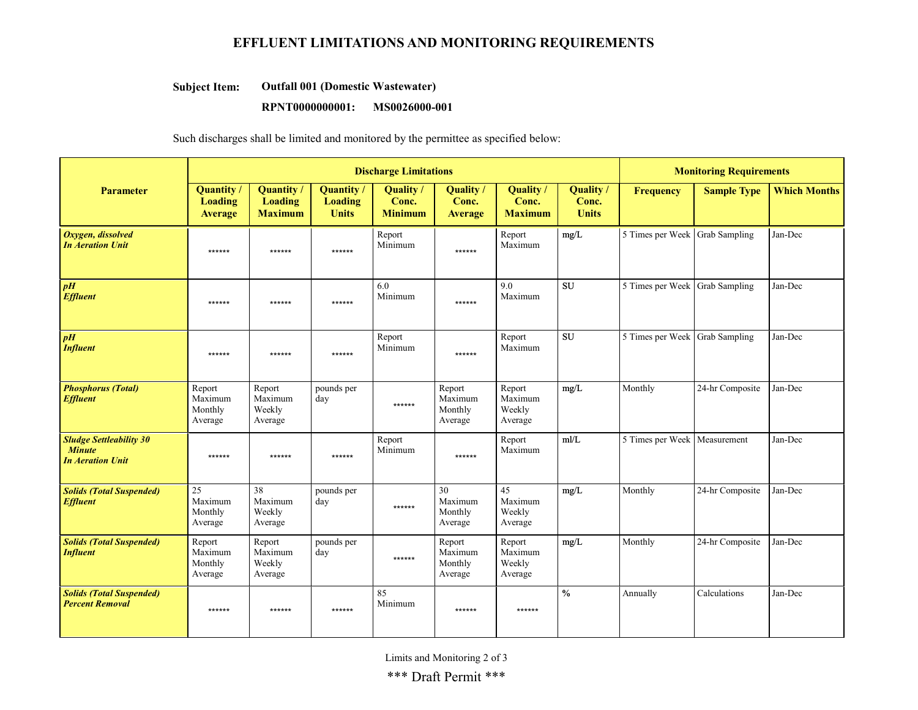# EFFLUENT LIMITATIONS AND MONITORING REQUIREMENTS

**Subject Item:** **Outfall 001 (Domestic Wastewater)**

**RPNT0000000001: MS0026000-001**

Such discharges shall be limited and monitored by the permittee as specified below:

| Parameter | Discharge Limitations | | | | | | | Monitoring Requirements | | |
|---|---|---|---|---|---|---|---|---|---|---|
| | **Quantity / Loading Average** | **Quantity / Loading Maximum** | **Quantity / Loading Units** | **Quality / Conc. Minimum** | **Quality / Conc. Average** | **Quality / Conc. Maximum** | **Quality / Conc. Units** | **Frequency** | **Sample Type** | **Which Months** |
| ***Oxygen, dissolved In Aeration Unit*** | ****** | ****** | ****** | Report Minimum | ****** | Report Maximum | mg/L | 5 Times per Week | Grab Sampling | Jan-Dec |
| ***pH Effluent*** | ****** | ****** | ****** | 6.0 Minimum | ****** | 9.0 Maximum | SU | 5 Times per Week | Grab Sampling | Jan-Dec |
| ***pH Influent*** | ****** | ****** | ****** | Report Minimum | ****** | Report Maximum | SU | 5 Times per Week | Grab Sampling | Jan-Dec |
| ***Phosphorus (Total) Effluent*** | Report Maximum Monthly Average | Report Maximum Weekly Average | pounds per day | ****** | Report Maximum Monthly Average | Report Maximum Weekly Average | mg/L | Monthly | 24-hr Composite | Jan-Dec |
| ***Sludge Settleability 30 Minute In Aeration Unit*** | ****** | ****** | ****** | Report Minimum | ****** | Report Maximum | ml/L | 5 Times per Week | Measurement | Jan-Dec |
| ***Solids (Total Suspended) Effluent*** | 25 Maximum Monthly Average | 38 Maximum Weekly Average | pounds per day | ****** | 30 Maximum Monthly Average | 45 Maximum Weekly Average | mg/L | Monthly | 24-hr Composite | Jan-Dec |
| ***Solids (Total Suspended) Influent*** | Report Maximum Monthly Average | Report Maximum Weekly Average | pounds per day | ****** | Report Maximum Monthly Average | Report Maximum Weekly Average | mg/L | Monthly | 24-hr Composite | Jan-Dec |
| ***Solids (Total Suspended) Percent Removal*** | ****** | ****** | ****** | 85 Minimum | ****** | ****** | % | Annually | Calculations | Jan-Dec |

\*\*\* Draft Permit \*\*\*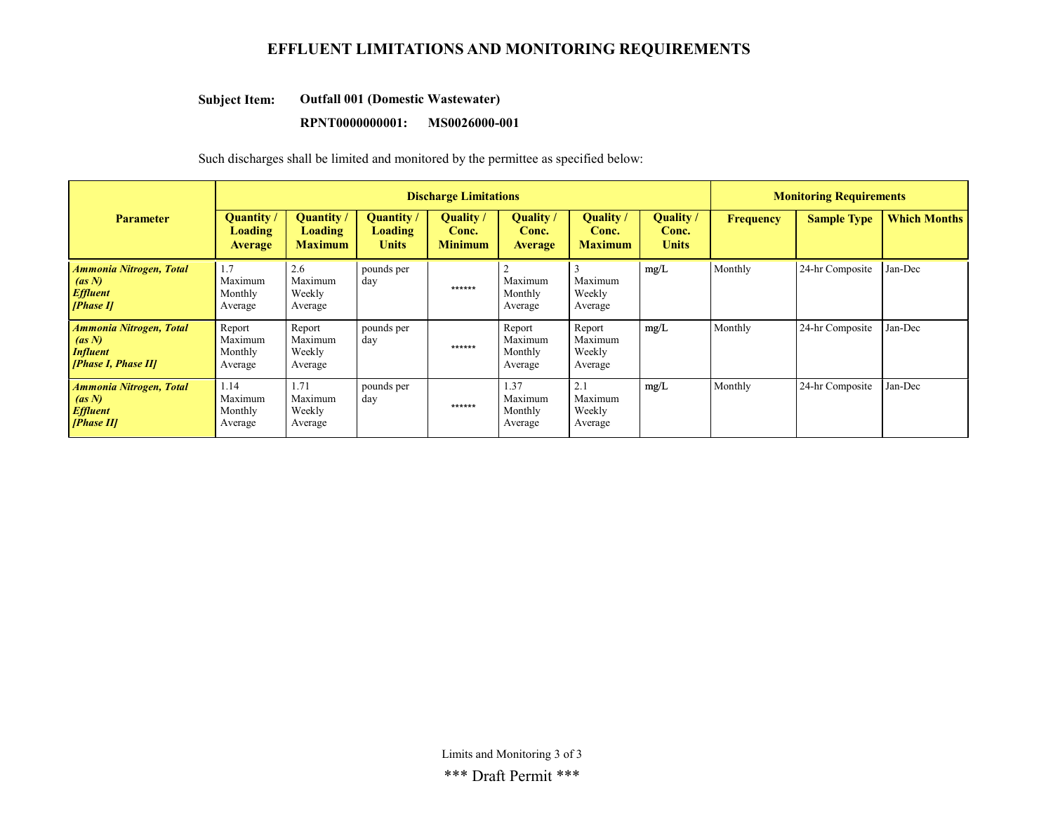# EFFLUENT LIMITATIONS AND MONITORING REQUIREMENTS

**Subject Item:** **Outfall 001 (Domestic Wastewater)**

**RPNT0000000001:** **MS0026000-001**

Such discharges shall be limited and monitored by the permittee as specified below:

| Parameter | Discharge Limitations | | | | | | | Monitoring Requirements | | |
|---|---|---|---|---|---|---|---|---|---|---|
| | **Quantity / Loading Average** | **Quantity / Loading Maximum** | **Quantity / Loading Units** | **Quality / Conc. Minimum** | **Quality / Conc. Average** | **Quality / Conc. Maximum** | **Quality / Conc. Units** | **Frequency** | **Sample Type** | **Which Months** |
| ***Ammonia Nitrogen, Total (as N) Effluent [Phase I]*** | 1.7 Maximum Monthly Average | 2.6 Maximum Weekly Average | pounds per day | ****** | 2 Maximum Monthly Average | 3 Maximum Weekly Average | mg/L | Monthly | 24-hr Composite | Jan-Dec |
| ***Ammonia Nitrogen, Total (as N) Influent [Phase I, Phase II]*** | Report Maximum Monthly Average | Report Maximum Weekly Average | pounds per day | ****** | Report Maximum Monthly Average | Report Maximum Weekly Average | mg/L | Monthly | 24-hr Composite | Jan-Dec |
| ***Ammonia Nitrogen, Total (as N) Effluent [Phase II]*** | 1.14 Maximum Monthly Average | 1.71 Maximum Weekly Average | pounds per day | ****** | 1.37 Maximum Monthly Average | 2.1 Maximum Weekly Average | mg/L | Monthly | 24-hr Composite | Jan-Dec |

*** Draft Permit ***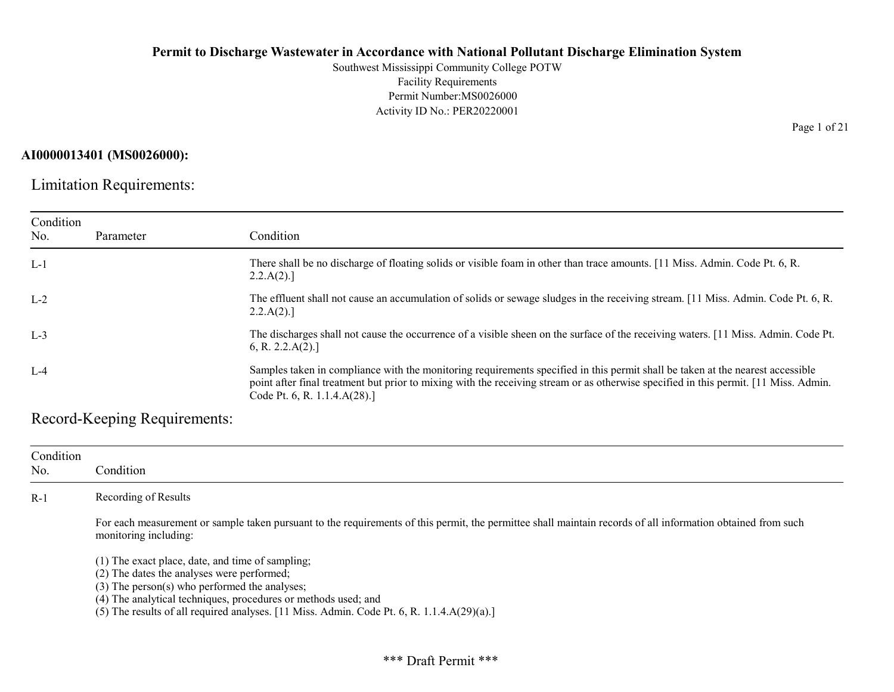**Permit to Discharge Wastewater in Accordance with National Pollutant Discharge Elimination System**

Southwest Mississippi Community College POTW
Facility Requirements
Permit Number:MS0026000
Activity ID No.: PER20220001

**AI0000013401 (MS0026000):**

## Limitation Requirements:

| Condition No. | Parameter | Condition |
| --- | --- | --- |
| L-1 | | There shall be no discharge of floating solids or visible foam in other than trace amounts. [11 Miss. Admin. Code Pt. 6, R. 2.2.A(2).] |
| L-2 | | The effluent shall not cause an accumulation of solids or sewage sludges in the receiving stream. [11 Miss. Admin. Code Pt. 6, R. 2.2.A(2).] |
| L-3 | | The discharges shall not cause the occurrence of a visible sheen on the surface of the receiving waters. [11 Miss. Admin. Code Pt. 6, R. 2.2.A(2).] |
| L-4 | | Samples taken in compliance with the monitoring requirements specified in this permit shall be taken at the nearest accessible point after final treatment but prior to mixing with the receiving stream or as otherwise specified in this permit. [11 Miss. Admin. Code Pt. 6, R. 1.1.4.A(28).] |

## Record-Keeping Requirements:

| Condition No. | Condition |
| --- | --- |
| R-1 | Recording of Results<br><br>For each measurement or sample taken pursuant to the requirements of this permit, the permittee shall maintain records of all information obtained from such monitoring including:<br><br>(1) The exact place, date, and time of sampling;<br>(2) The dates the analyses were performed;<br>(3) The person(s) who performed the analyses;<br>(4) The analytical techniques, procedures or methods used; and<br>(5) The results of all required analyses. [11 Miss. Admin. Code Pt. 6, R. 1.1.4.A(29)(a).] |

*** Draft Permit ***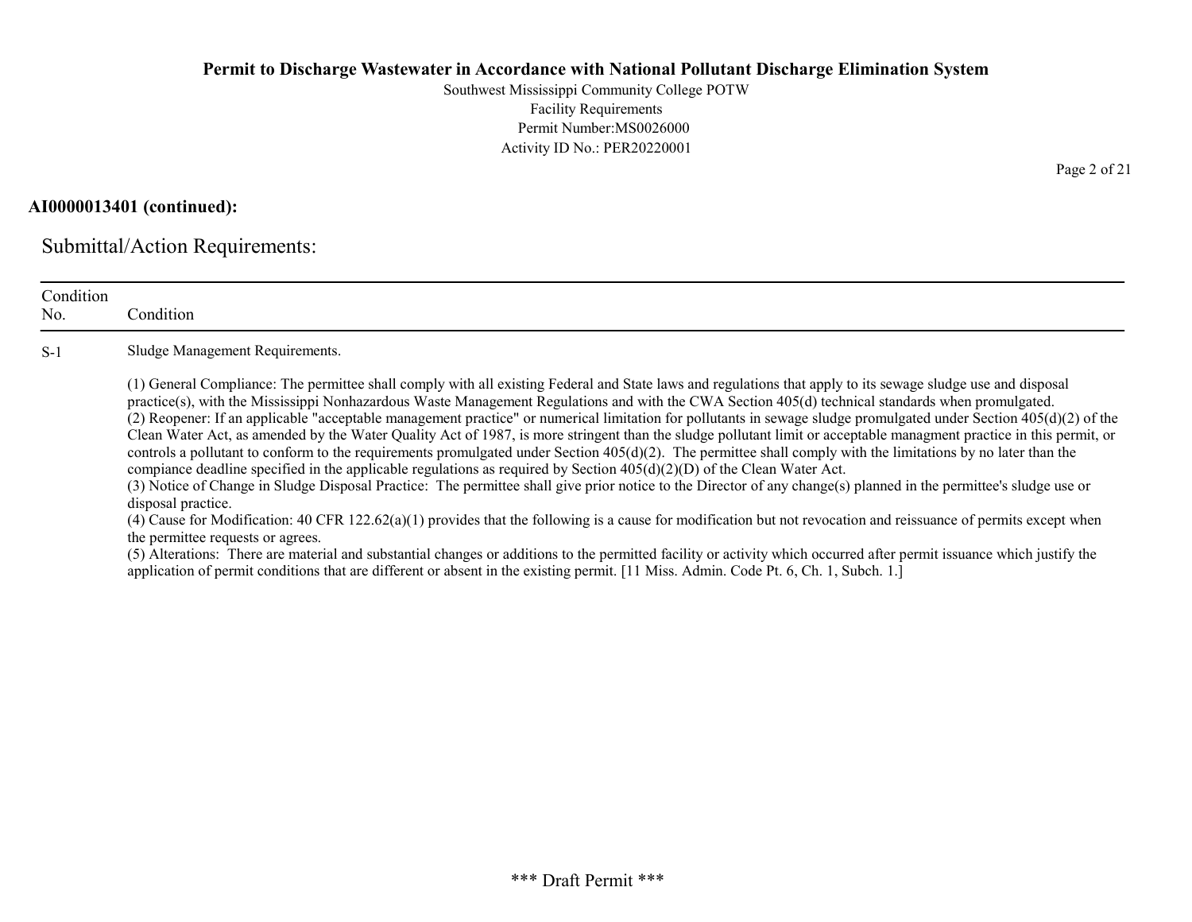**AI0000013401 (continued):**

## Submittal/Action Requirements:

| Condition No. | Condition |
|---|---|
| S-1 | Sludge Management Requirements.<br><br>(1) General Compliance: The permittee shall comply with all existing Federal and State laws and regulations that apply to its sewage sludge use and disposal practice(s), with the Mississippi Nonhazardous Waste Management Regulations and with the CWA Section 405(d) technical standards when promulgated.<br>(2) Reopener: If an applicable "acceptable management practice" or numerical limitation for pollutants in sewage sludge promulgated under Section 405(d)(2) of the Clean Water Act, as amended by the Water Quality Act of 1987, is more stringent than the sludge pollutant limit or acceptable managment practice in this permit, or controls a pollutant to conform to the requirements promulgated under Section 405(d)(2). The permittee shall comply with the limitations by no later than the compiance deadline specified in the applicable regulations as required by Section 405(d)(2)(D) of the Clean Water Act.<br>(3) Notice of Change in Sludge Disposal Practice: The permittee shall give prior notice to the Director of any change(s) planned in the permittee's sludge use or disposal practice.<br>(4) Cause for Modification: 40 CFR 122.62(a)(1) provides that the following is a cause for modification but not revocation and reissuance of permits except when the permittee requests or agrees.<br>(5) Alterations: There are material and substantial changes or additions to the permitted facility or activity which occurred after permit issuance which justify the application of permit conditions that are different or absent in the existing permit. [11 Miss. Admin. Code Pt. 6, Ch. 1, Subch. 1.] |

\*\*\* Draft Permit \*\*\*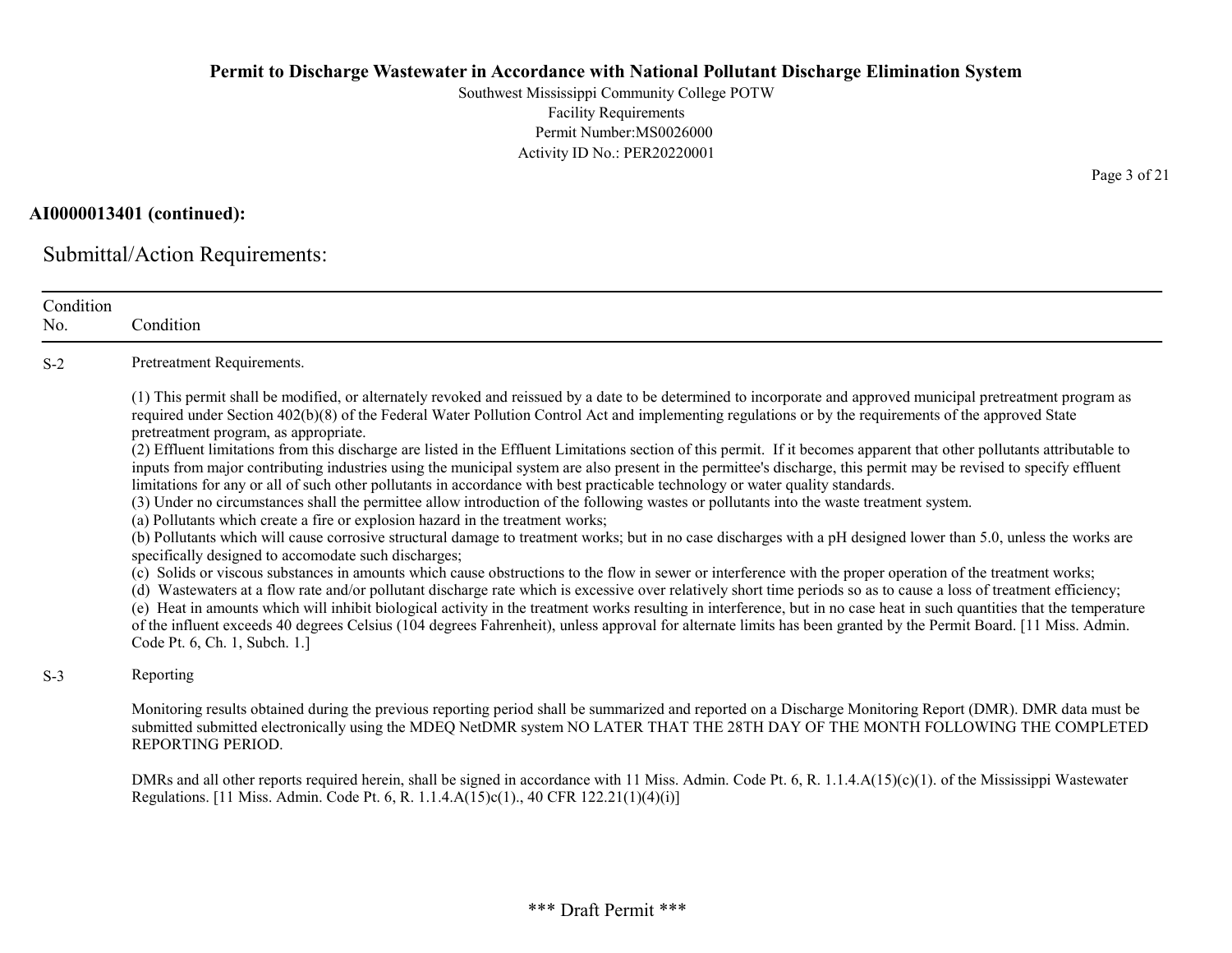**AI0000013401 (continued):**

## Submittal/Action Requirements:

| Condition No. | Condition |
|---|---|
| S-2 | Pretreatment Requirements.<br><br>(1) This permit shall be modified, or alternately revoked and reissued by a date to be determined to incorporate and approved municipal pretreatment program as required under Section 402(b)(8) of the Federal Water Pollution Control Act and implementing regulations or by the requirements of the approved State pretreatment program, as appropriate.<br>(2) Effluent limitations from this discharge are listed in the Effluent Limitations section of this permit. If it becomes apparent that other pollutants attributable to inputs from major contributing industries using the municipal system are also present in the permittee's discharge, this permit may be revised to specify effluent limitations for any or all of such other pollutants in accordance with best practicable technology or water quality standards.<br>(3) Under no circumstances shall the permittee allow introduction of the following wastes or pollutants into the waste treatment system.<br>(a) Pollutants which create a fire or explosion hazard in the treatment works;<br>(b) Pollutants which will cause corrosive structural damage to treatment works; but in no case discharges with a pH designed lower than 5.0, unless the works are specifically designed to accomodate such discharges;<br>(c) Solids or viscous substances in amounts which cause obstructions to the flow in sewer or interference with the proper operation of the treatment works;<br>(d) Wastewaters at a flow rate and/or pollutant discharge rate which is excessive over relatively short time periods so as to cause a loss of treatment efficiency;<br>(e) Heat in amounts which will inhibit biological activity in the treatment works resulting in interference, but in no case heat in such quantities that the temperature of the influent exceeds 40 degrees Celsius (104 degrees Fahrenheit), unless approval for alternate limits has been granted by the Permit Board. [11 Miss. Admin. Code Pt. 6, Ch. 1, Subch. 1.] |
| S-3 | Reporting<br><br>Monitoring results obtained during the previous reporting period shall be summarized and reported on a Discharge Monitoring Report (DMR). DMR data must be submitted submitted electronically using the MDEQ NetDMR system NO LATER THAT THE 28TH DAY OF THE MONTH FOLLOWING THE COMPLETED REPORTING PERIOD.<br><br>DMRs and all other reports required herein, shall be signed in accordance with 11 Miss. Admin. Code Pt. 6, R. 1.1.4.A(15)(c)(1). of the Mississippi Wastewater Regulations. [11 Miss. Admin. Code Pt. 6, R. 1.1.4.A(15)c(1)., 40 CFR 122.21(1)(4)(i)] |

\*\*\* Draft Permit \*\*\*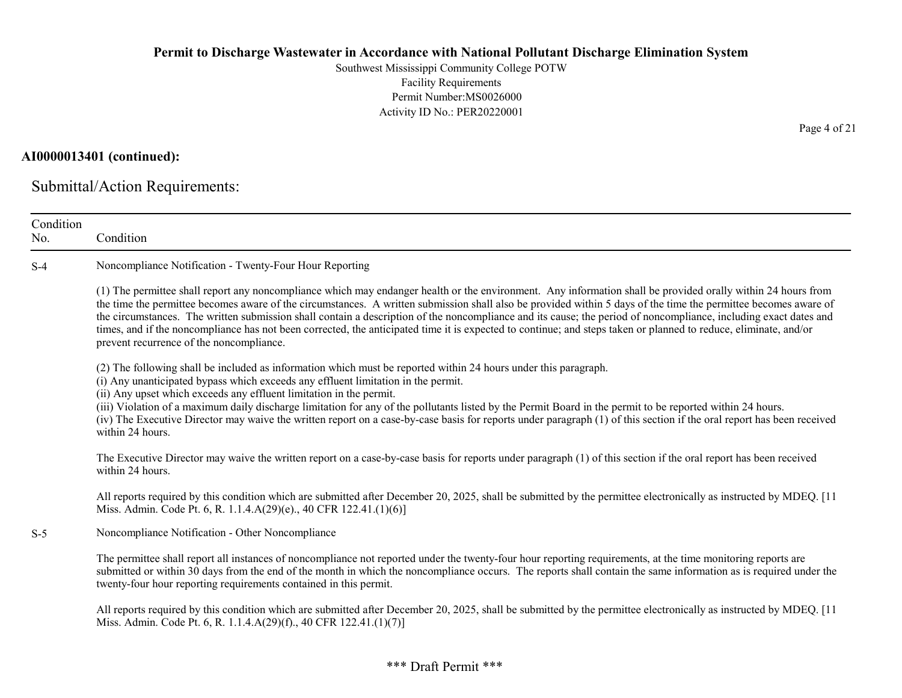**AI0000013401 (continued):**

## Submittal/Action Requirements:

| Condition No. | Condition |
|---|---|
| S-4 | Noncompliance Notification - Twenty-Four Hour Reporting<br><br>(1) The permittee shall report any noncompliance which may endanger health or the environment. Any information shall be provided orally within 24 hours from the time the permittee becomes aware of the circumstances. A written submission shall also be provided within 5 days of the time the permittee becomes aware of the circumstances. The written submission shall contain a description of the noncompliance and its cause; the period of noncompliance, including exact dates and times, and if the noncompliance has not been corrected, the anticipated time it is expected to continue; and steps taken or planned to reduce, eliminate, and/or prevent recurrence of the noncompliance.<br><br>(2) The following shall be included as information which must be reported within 24 hours under this paragraph.<br>(i) Any unanticipated bypass which exceeds any effluent limitation in the permit.<br>(ii) Any upset which exceeds any effluent limitation in the permit.<br>(iii) Violation of a maximum daily discharge limitation for any of the pollutants listed by the Permit Board in the permit to be reported within 24 hours.<br>(iv) The Executive Director may waive the written report on a case-by-case basis for reports under paragraph (1) of this section if the oral report has been received within 24 hours.<br><br>The Executive Director may waive the written report on a case-by-case basis for reports under paragraph (1) of this section if the oral report has been received within 24 hours.<br><br>All reports required by this condition which are submitted after December 20, 2025, shall be submitted by the permittee electronically as instructed by MDEQ. [11 Miss. Admin. Code Pt. 6, R. 1.1.4.A(29)(e)., 40 CFR 122.41.(1)(6)] |
| S-5 | Noncompliance Notification - Other Noncompliance<br><br>The permittee shall report all instances of noncompliance not reported under the twenty-four hour reporting requirements, at the time monitoring reports are submitted or within 30 days from the end of the month in which the noncompliance occurs. The reports shall contain the same information as is required under the twenty-four hour reporting requirements contained in this permit.<br><br>All reports required by this condition which are submitted after December 20, 2025, shall be submitted by the permittee electronically as instructed by MDEQ. [11 Miss. Admin. Code Pt. 6, R. 1.1.4.A(29)(f)., 40 CFR 122.41.(1)(7)] |

\*\*\* Draft Permit \*\*\*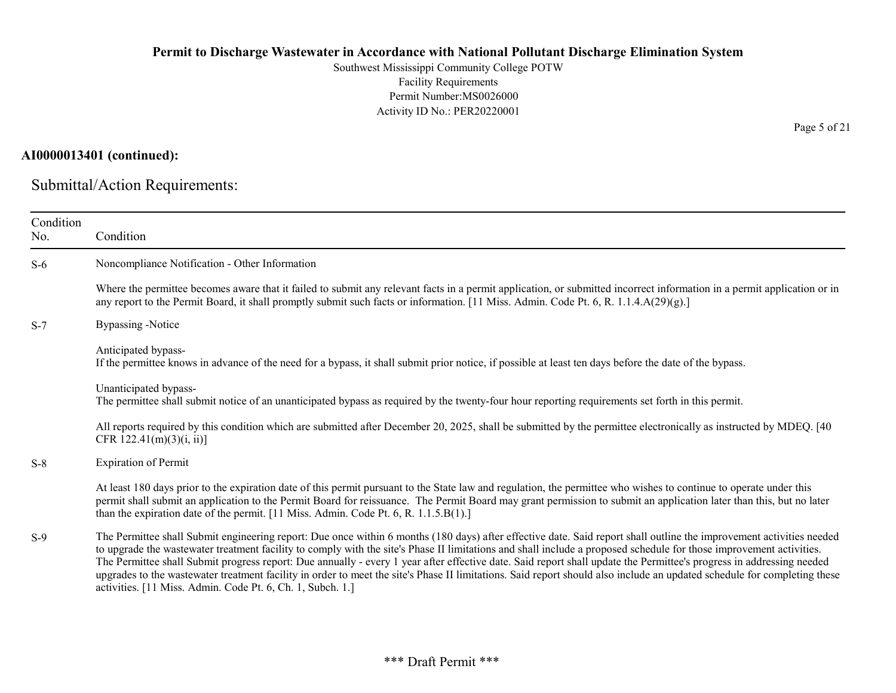**AI0000013401 (continued):**

## Submittal/Action Requirements:

| Condition No. | Condition |
|---|---|
| S-6 | Noncompliance Notification - Other Information<br><br>Where the permittee becomes aware that it failed to submit any relevant facts in a permit application, or submitted incorrect information in a permit application or in any report to the Permit Board, it shall promptly submit such facts or information. [11 Miss. Admin. Code Pt. 6, R. 1.1.4.A(29)(g).] |
| S-7 | Bypassing -Notice<br><br>Anticipated bypass-<br>If the permittee knows in advance of the need for a bypass, it shall submit prior notice, if possible at least ten days before the date of the bypass.<br><br>Unanticipated bypass-<br>The permittee shall submit notice of an unanticipated bypass as required by the twenty-four hour reporting requirements set forth in this permit.<br><br>All reports required by this condition which are submitted after December 20, 2025, shall be submitted by the permittee electronically as instructed by MDEQ. [40 CFR 122.41(m)(3)(i, ii)] |
| S-8 | Expiration of Permit<br><br>At least 180 days prior to the expiration date of this permit pursuant to the State law and regulation, the permittee who wishes to continue to operate under this permit shall submit an application to the Permit Board for reissuance. The Permit Board may grant permission to submit an application later than this, but no later than the expiration date of the permit. [11 Miss. Admin. Code Pt. 6, R. 1.1.5.B(1).] |
| S-9 | The Permittee shall Submit engineering report: Due once within 6 months (180 days) after effective date. Said report shall outline the improvement activities needed to upgrade the wastewater treatment facility to comply with the site's Phase II limitations and shall include a proposed schedule for those improvement activities. The Permittee shall Submit progress report: Due annually - every 1 year after effective date. Said report shall update the Permittee's progress in addressing needed upgrades to the wastewater treatment facility in order to meet the site's Phase II limitations. Said report should also include an updated schedule for completing these activities. [11 Miss. Admin. Code Pt. 6, Ch. 1, Subch. 1.] |

*** Draft Permit ***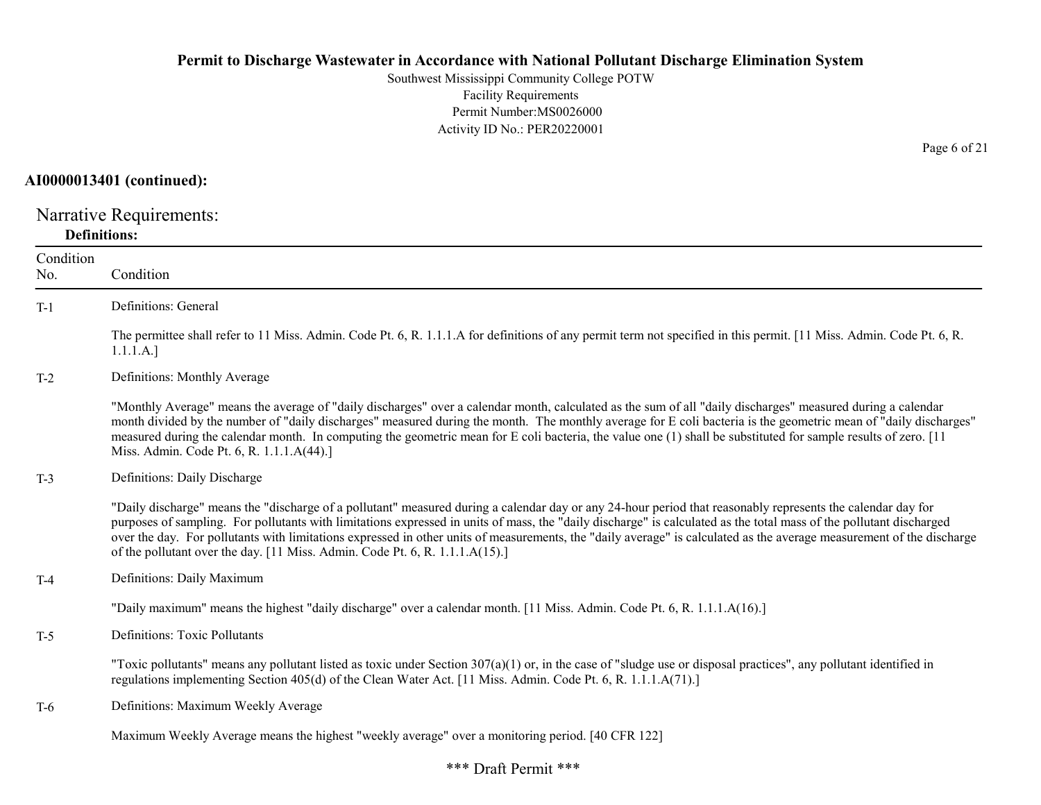**AI0000013401 (continued):**

## Narrative Requirements:

### Definitions:

| Condition No. | Condition |
|---|---|
| T-1 | Definitions: General<br><br>The permittee shall refer to 11 Miss. Admin. Code Pt. 6, R. 1.1.1.A for definitions of any permit term not specified in this permit. [11 Miss. Admin. Code Pt. 6, R. 1.1.1.A.] |
| T-2 | Definitions: Monthly Average<br><br>"Monthly Average" means the average of "daily discharges" over a calendar month, calculated as the sum of all "daily discharges" measured during a calendar month divided by the number of "daily discharges" measured during the month. The monthly average for E coli bacteria is the geometric mean of "daily discharges" measured during the calendar month. In computing the geometric mean for E coli bacteria, the value one (1) shall be substituted for sample results of zero. [11 Miss. Admin. Code Pt. 6, R. 1.1.1.A(44).] |
| T-3 | Definitions: Daily Discharge<br><br>"Daily discharge" means the "discharge of a pollutant" measured during a calendar day or any 24-hour period that reasonably represents the calendar day for purposes of sampling. For pollutants with limitations expressed in units of mass, the "daily discharge" is calculated as the total mass of the pollutant discharged over the day. For pollutants with limitations expressed in other units of measurements, the "daily average" is calculated as the average measurement of the discharge of the pollutant over the day. [11 Miss. Admin. Code Pt. 6, R. 1.1.1.A(15).] |
| T-4 | Definitions: Daily Maximum<br><br>"Daily maximum" means the highest "daily discharge" over a calendar month. [11 Miss. Admin. Code Pt. 6, R. 1.1.1.A(16).] |
| T-5 | Definitions: Toxic Pollutants<br><br>"Toxic pollutants" means any pollutant listed as toxic under Section 307(a)(1) or, in the case of "sludge use or disposal practices", any pollutant identified in regulations implementing Section 405(d) of the Clean Water Act. [11 Miss. Admin. Code Pt. 6, R. 1.1.1.A(71).] |
| T-6 | Definitions: Maximum Weekly Average<br><br>Maximum Weekly Average means the highest "weekly average" over a monitoring period. [40 CFR 122] |

\*\*\* Draft Permit \*\*\*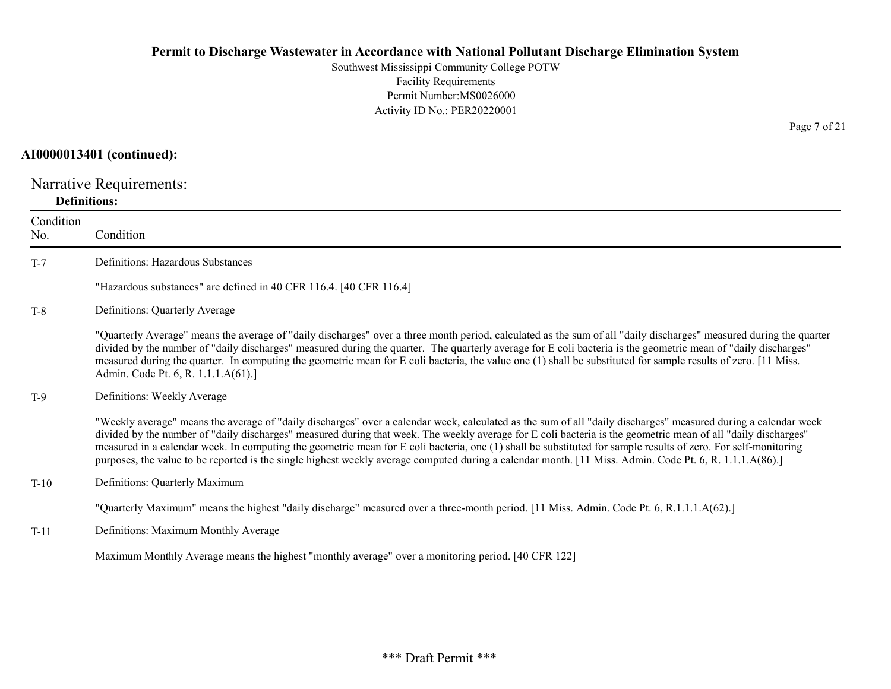**AI0000013401 (continued):**

## Narrative Requirements:

**Definitions:**

| Condition No. | Condition |
|---|---|
| T-7 | Definitions: Hazardous Substances<br><br>"Hazardous substances" are defined in 40 CFR 116.4. [40 CFR 116.4] |
| T-8 | Definitions: Quarterly Average<br><br>"Quarterly Average" means the average of "daily discharges" over a three month period, calculated as the sum of all "daily discharges" measured during the quarter divided by the number of "daily discharges" measured during the quarter. The quarterly average for E coli bacteria is the geometric mean of "daily discharges" measured during the quarter. In computing the geometric mean for E coli bacteria, the value one (1) shall be substituted for sample results of zero. [11 Miss. Admin. Code Pt. 6, R. 1.1.1.A(61).] |
| T-9 | Definitions: Weekly Average<br><br>"Weekly average" means the average of "daily discharges" over a calendar week, calculated as the sum of all "daily discharges" measured during a calendar week divided by the number of "daily discharges" measured during that week. The weekly average for E coli bacteria is the geometric mean of all "daily discharges" measured in a calendar week. In computing the geometric mean for E coli bacteria, one (1) shall be substituted for sample results of zero. For self-monitoring purposes, the value to be reported is the single highest weekly average computed during a calendar month. [11 Miss. Admin. Code Pt. 6, R. 1.1.1.A(86).] |
| T-10 | Definitions: Quarterly Maximum<br><br>"Quarterly Maximum" means the highest "daily discharge" measured over a three-month period. [11 Miss. Admin. Code Pt. 6, R.1.1.1.A(62).] |
| T-11 | Definitions: Maximum Monthly Average<br><br>Maximum Monthly Average means the highest "monthly average" over a monitoring period. [40 CFR 122] |

\*\*\* Draft Permit \*\*\*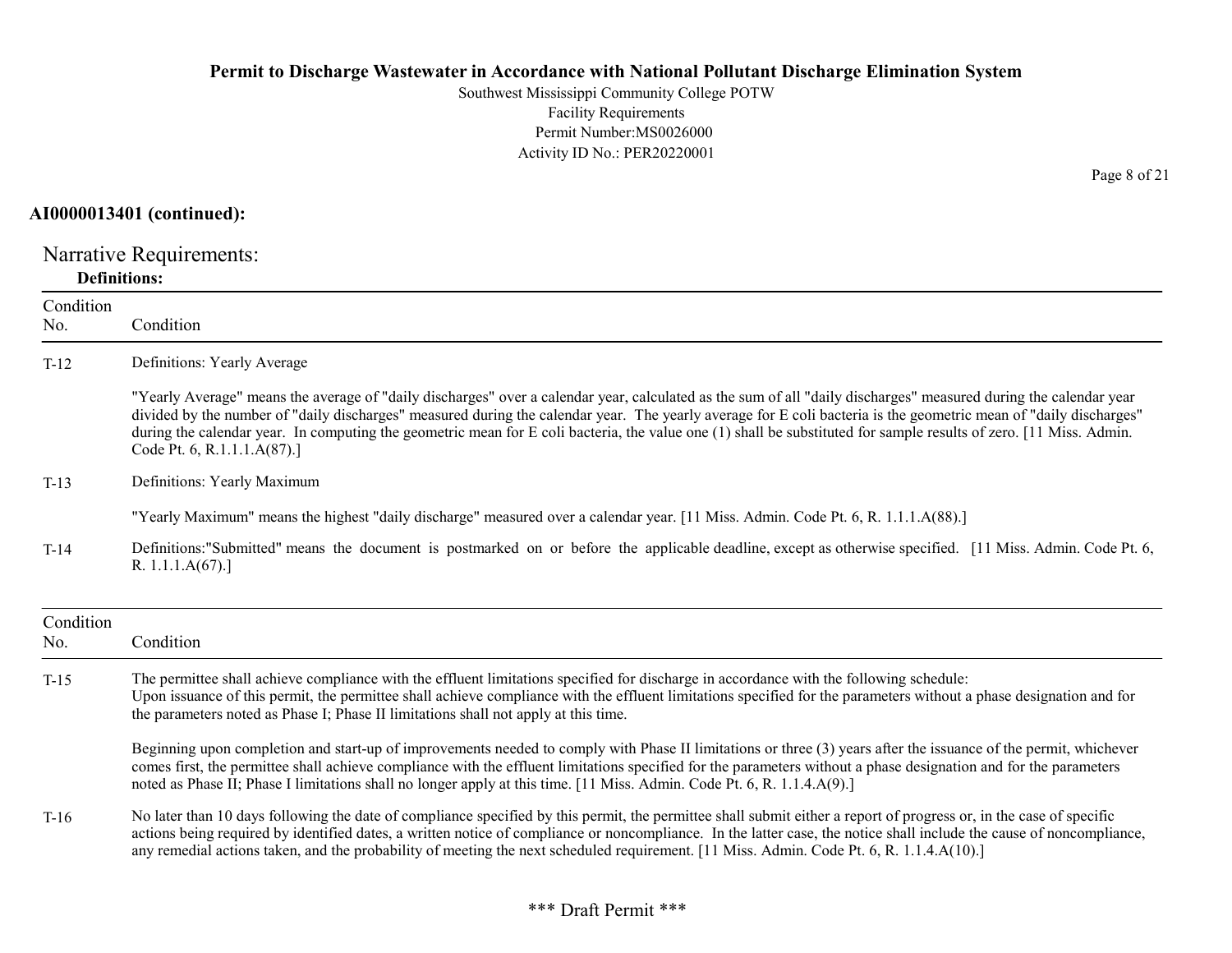**AI0000013401 (continued):**

## Narrative Requirements:

**Definitions:**

| Condition No. | Condition |
|---|---|
| T-12 | Definitions: Yearly Average<br><br>"Yearly Average" means the average of "daily discharges" over a calendar year, calculated as the sum of all "daily discharges" measured during the calendar year divided by the number of "daily discharges" measured during the calendar year. The yearly average for E coli bacteria is the geometric mean of "daily discharges" during the calendar year. In computing the geometric mean for E coli bacteria, the value one (1) shall be substituted for sample results of zero. [11 Miss. Admin. Code Pt. 6, R.1.1.1.A(87).] |
| T-13 | Definitions: Yearly Maximum<br><br>"Yearly Maximum" means the highest "daily discharge" measured over a calendar year. [11 Miss. Admin. Code Pt. 6, R. 1.1.1.A(88).] |
| T-14 | Definitions:"Submitted" means the document is postmarked on or before the applicable deadline, except as otherwise specified. [11 Miss. Admin. Code Pt. 6, R. 1.1.1.A(67).] |

| Condition No. | Condition |
|---|---|
| T-15 | The permittee shall achieve compliance with the effluent limitations specified for discharge in accordance with the following schedule:<br>Upon issuance of this permit, the permittee shall achieve compliance with the effluent limitations specified for the parameters without a phase designation and for the parameters noted as Phase I; Phase II limitations shall not apply at this time.<br><br>Beginning upon completion and start-up of improvements needed to comply with Phase II limitations or three (3) years after the issuance of the permit, whichever comes first, the permittee shall achieve compliance with the effluent limitations specified for the parameters without a phase designation and for the parameters noted as Phase II; Phase I limitations shall no longer apply at this time. [11 Miss. Admin. Code Pt. 6, R. 1.1.4.A(9).] |
| T-16 | No later than 10 days following the date of compliance specified by this permit, the permittee shall submit either a report of progress or, in the case of specific actions being required by identified dates, a written notice of compliance or noncompliance. In the latter case, the notice shall include the cause of noncompliance, any remedial actions taken, and the probability of meeting the next scheduled requirement. [11 Miss. Admin. Code Pt. 6, R. 1.1.4.A(10).] |

\*\*\* Draft Permit \*\*\*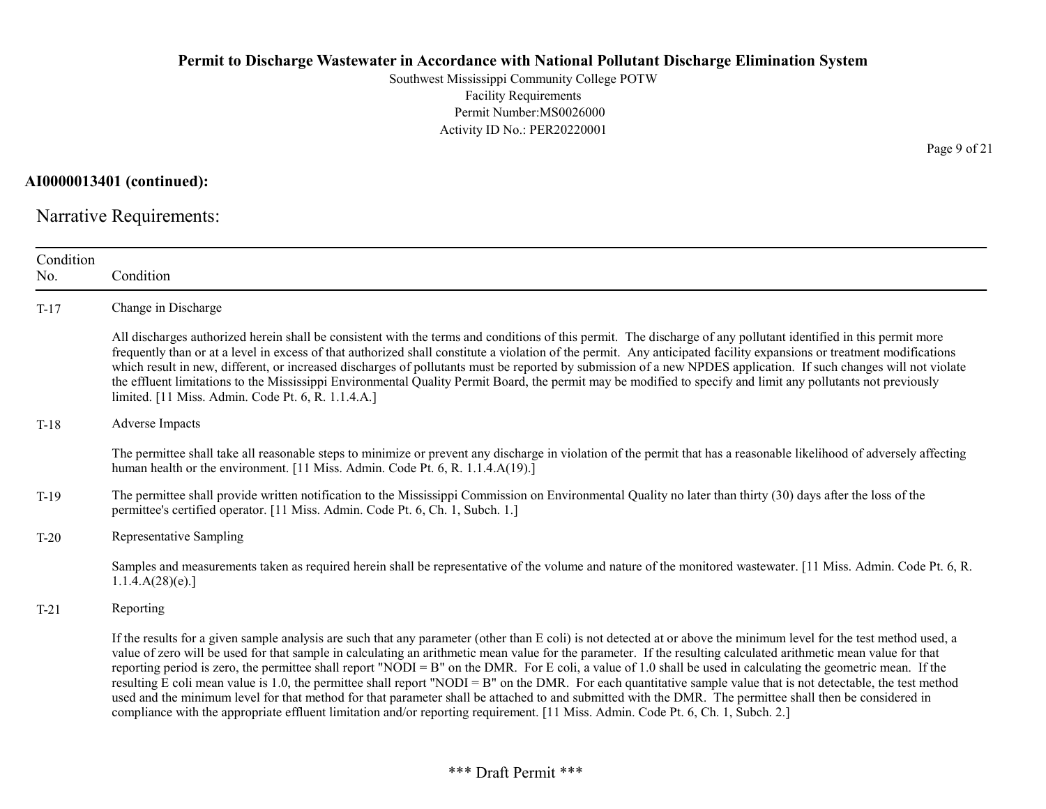**AI0000013401 (continued):**

## Narrative Requirements:

| Condition No. | Condition |
|---|---|
| T-17 | Change in Discharge<br><br>All discharges authorized herein shall be consistent with the terms and conditions of this permit. The discharge of any pollutant identified in this permit more frequently than or at a level in excess of that authorized shall constitute a violation of the permit. Any anticipated facility expansions or treatment modifications which result in new, different, or increased discharges of pollutants must be reported by submission of a new NPDES application. If such changes will not violate the effluent limitations to the Mississippi Environmental Quality Permit Board, the permit may be modified to specify and limit any pollutants not previously limited. [11 Miss. Admin. Code Pt. 6, R. 1.1.4.A.] |
| T-18 | Adverse Impacts<br><br>The permittee shall take all reasonable steps to minimize or prevent any discharge in violation of the permit that has a reasonable likelihood of adversely affecting human health or the environment. [11 Miss. Admin. Code Pt. 6, R. 1.1.4.A(19).] |
| T-19 | The permittee shall provide written notification to the Mississippi Commission on Environmental Quality no later than thirty (30) days after the loss of the permittee's certified operator. [11 Miss. Admin. Code Pt. 6, Ch. 1, Subch. 1.] |
| T-20 | Representative Sampling<br><br>Samples and measurements taken as required herein shall be representative of the volume and nature of the monitored wastewater. [11 Miss. Admin. Code Pt. 6, R. 1.1.4.A(28)(e).] |
| T-21 | Reporting<br><br>If the results for a given sample analysis are such that any parameter (other than E coli) is not detected at or above the minimum level for the test method used, a value of zero will be used for that sample in calculating an arithmetic mean value for the parameter. If the resulting calculated arithmetic mean value for that reporting period is zero, the permittee shall report "NODI = B" on the DMR. For E coli, a value of 1.0 shall be used in calculating the geometric mean. If the resulting E coli mean value is 1.0, the permittee shall report "NODI = B" on the DMR. For each quantitative sample value that is not detectable, the test method used and the minimum level for that method for that parameter shall be attached to and submitted with the DMR. The permittee shall then be considered in compliance with the appropriate effluent limitation and/or reporting requirement. [11 Miss. Admin. Code Pt. 6, Ch. 1, Subch. 2.] |

\*\*\* Draft Permit \*\*\*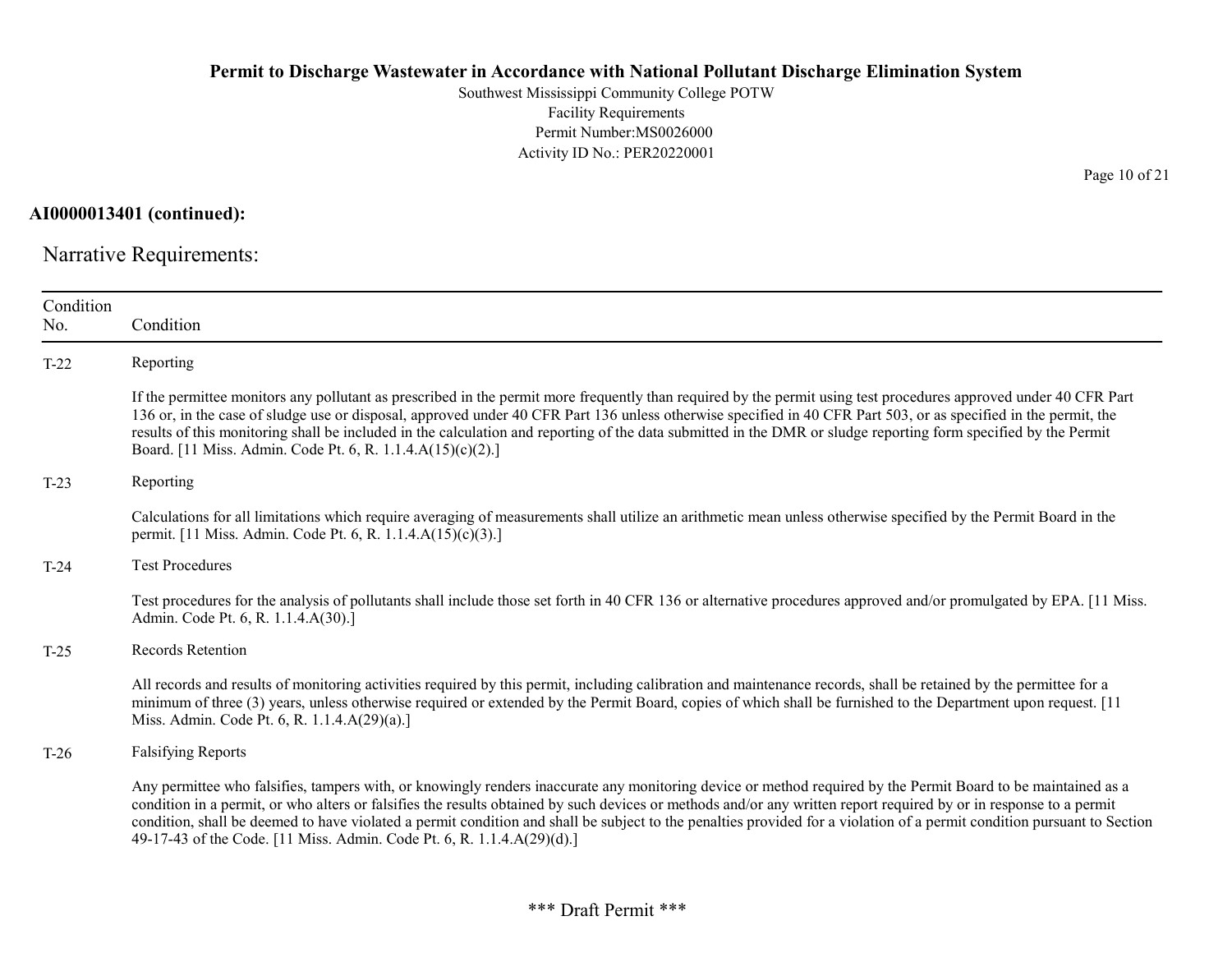**AI0000013401 (continued):**

## Narrative Requirements:

| Condition No. | Condition |
|---|---|
| T-22 | Reporting<br><br>If the permittee monitors any pollutant as prescribed in the permit more frequently than required by the permit using test procedures approved under 40 CFR Part 136 or, in the case of sludge use or disposal, approved under 40 CFR Part 136 unless otherwise specified in 40 CFR Part 503, or as specified in the permit, the results of this monitoring shall be included in the calculation and reporting of the data submitted in the DMR or sludge reporting form specified by the Permit Board. [11 Miss. Admin. Code Pt. 6, R. 1.1.4.A(15)(c)(2).] |
| T-23 | Reporting<br><br>Calculations for all limitations which require averaging of measurements shall utilize an arithmetic mean unless otherwise specified by the Permit Board in the permit. [11 Miss. Admin. Code Pt. 6, R. 1.1.4.A(15)(c)(3).] |
| T-24 | Test Procedures<br><br>Test procedures for the analysis of pollutants shall include those set forth in 40 CFR 136 or alternative procedures approved and/or promulgated by EPA. [11 Miss. Admin. Code Pt. 6, R. 1.1.4.A(30).] |
| T-25 | Records Retention<br><br>All records and results of monitoring activities required by this permit, including calibration and maintenance records, shall be retained by the permittee for a minimum of three (3) years, unless otherwise required or extended by the Permit Board, copies of which shall be furnished to the Department upon request. [11 Miss. Admin. Code Pt. 6, R. 1.1.4.A(29)(a).] |
| T-26 | Falsifying Reports<br><br>Any permittee who falsifies, tampers with, or knowingly renders inaccurate any monitoring device or method required by the Permit Board to be maintained as a condition in a permit, or who alters or falsifies the results obtained by such devices or methods and/or any written report required by or in response to a permit condition, shall be deemed to have violated a permit condition and shall be subject to the penalties provided for a violation of a permit condition pursuant to Section 49-17-43 of the Code. [11 Miss. Admin. Code Pt. 6, R. 1.1.4.A(29)(d).] |

\*\*\* Draft Permit \*\*\*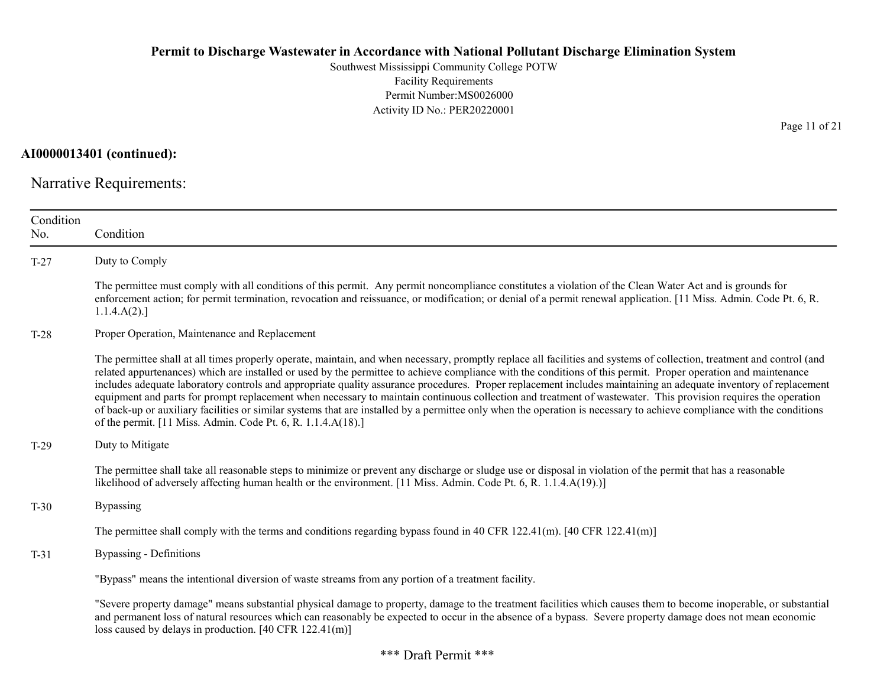**AI0000013401 (continued):**

## Narrative Requirements:

| Condition No. | Condition |
|---|---|
| T-27 | Duty to Comply<br><br>The permittee must comply with all conditions of this permit. Any permit noncompliance constitutes a violation of the Clean Water Act and is grounds for enforcement action; for permit termination, revocation and reissuance, or modification; or denial of a permit renewal application. [11 Miss. Admin. Code Pt. 6, R. 1.1.4.A(2).] |
| T-28 | Proper Operation, Maintenance and Replacement<br><br>The permittee shall at all times properly operate, maintain, and when necessary, promptly replace all facilities and systems of collection, treatment and control (and related appurtenances) which are installed or used by the permittee to achieve compliance with the conditions of this permit. Proper operation and maintenance includes adequate laboratory controls and appropriate quality assurance procedures. Proper replacement includes maintaining an adequate inventory of replacement equipment and parts for prompt replacement when necessary to maintain continuous collection and treatment of wastewater. This provision requires the operation of back-up or auxiliary facilities or similar systems that are installed by a permittee only when the operation is necessary to achieve compliance with the conditions of the permit. [11 Miss. Admin. Code Pt. 6, R. 1.1.4.A(18).] |
| T-29 | Duty to Mitigate<br><br>The permittee shall take all reasonable steps to minimize or prevent any discharge or sludge use or disposal in violation of the permit that has a reasonable likelihood of adversely affecting human health or the environment. [11 Miss. Admin. Code Pt. 6, R. 1.1.4.A(19).)] |
| T-30 | Bypassing<br><br>The permittee shall comply with the terms and conditions regarding bypass found in 40 CFR 122.41(m). [40 CFR 122.41(m)] |
| T-31 | Bypassing - Definitions<br><br>"Bypass" means the intentional diversion of waste streams from any portion of a treatment facility.<br><br>"Severe property damage" means substantial physical damage to property, damage to the treatment facilities which causes them to become inoperable, or substantial and permanent loss of natural resources which can reasonably be expected to occur in the absence of a bypass. Severe property damage does not mean economic loss caused by delays in production. [40 CFR 122.41(m)] |

*** Draft Permit ***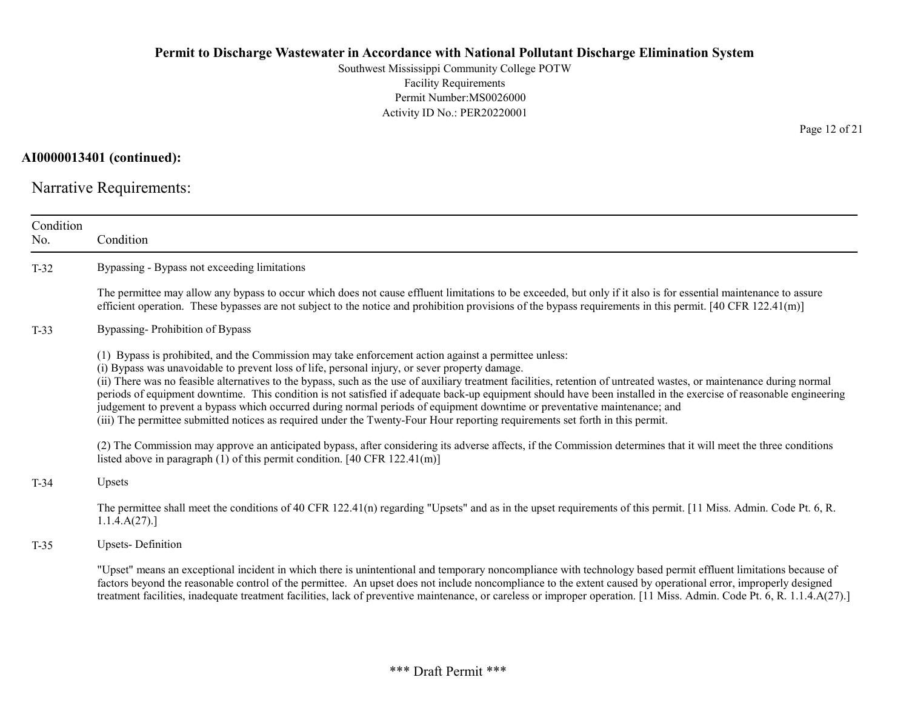**AI0000013401 (continued):**

## Narrative Requirements:

| Condition No. | Condition |
|---|---|
| T-32 | Bypassing - Bypass not exceeding limitations<br><br>The permittee may allow any bypass to occur which does not cause effluent limitations to be exceeded, but only if it also is for essential maintenance to assure efficient operation. These bypasses are not subject to the notice and prohibition provisions of the bypass requirements in this permit. [40 CFR 122.41(m)] |
| T-33 | Bypassing- Prohibition of Bypass<br><br>(1) Bypass is prohibited, and the Commission may take enforcement action against a permittee unless:<br>(i) Bypass was unavoidable to prevent loss of life, personal injury, or sever property damage.<br>(ii) There was no feasible alternatives to the bypass, such as the use of auxiliary treatment facilities, retention of untreated wastes, or maintenance during normal periods of equipment downtime. This condition is not satisfied if adequate back-up equipment should have been installed in the exercise of reasonable engineering judgement to prevent a bypass which occurred during normal periods of equipment downtime or preventative maintenance; and<br>(iii) The permittee submitted notices as required under the Twenty-Four Hour reporting requirements set forth in this permit.<br><br>(2) The Commission may approve an anticipated bypass, after considering its adverse affects, if the Commission determines that it will meet the three conditions listed above in paragraph (1) of this permit condition. [40 CFR 122.41(m)] |
| T-34 | Upsets<br><br>The permittee shall meet the conditions of 40 CFR 122.41(n) regarding "Upsets" and as in the upset requirements of this permit. [11 Miss. Admin. Code Pt. 6, R. 1.1.4.A(27).] |
| T-35 | Upsets- Definition<br><br>"Upset" means an exceptional incident in which there is unintentional and temporary noncompliance with technology based permit effluent limitations because of factors beyond the reasonable control of the permittee. An upset does not include noncompliance to the extent caused by operational error, improperly designed treatment facilities, inadequate treatment facilities, lack of preventive maintenance, or careless or improper operation. [11 Miss. Admin. Code Pt. 6, R. 1.1.4.A(27).] |

\*\*\* Draft Permit \*\*\*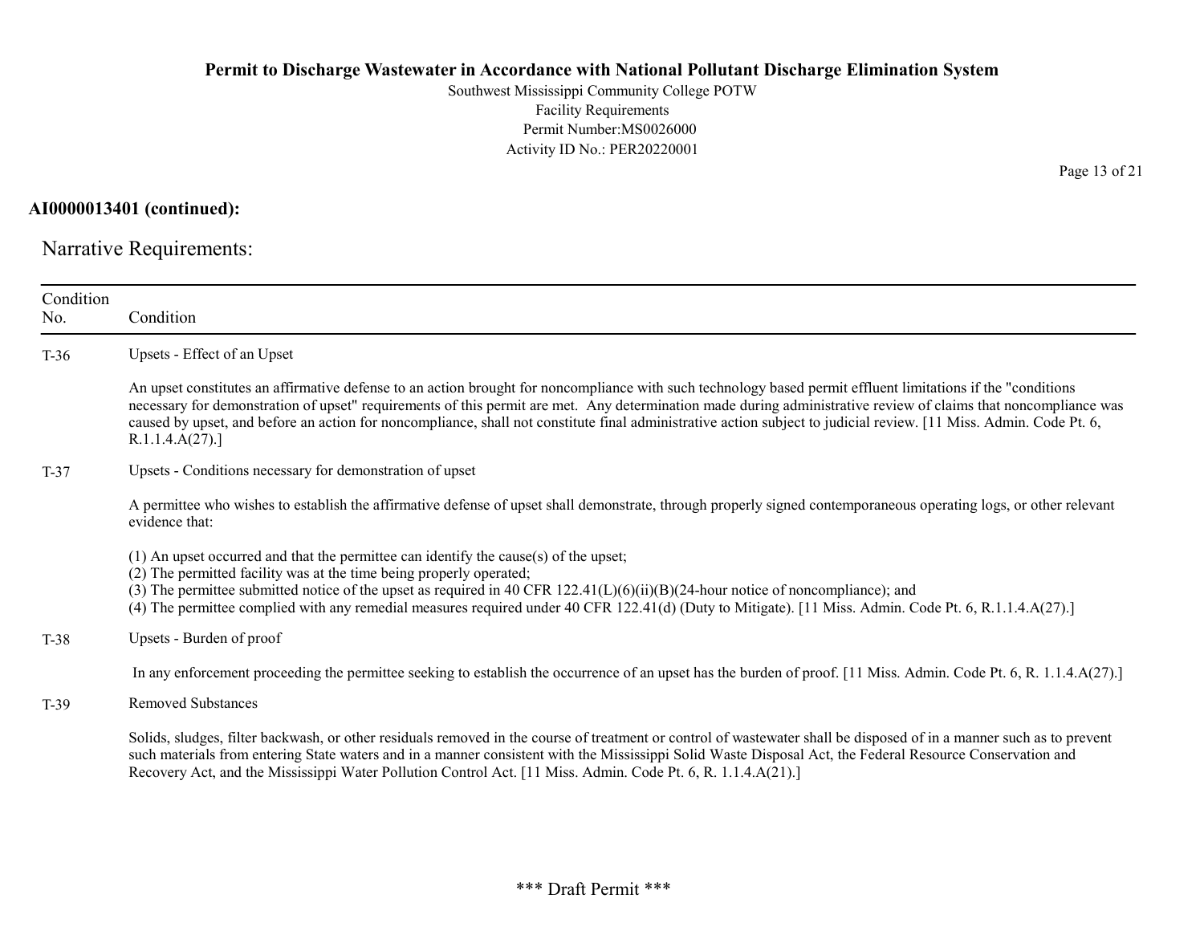**AI0000013401 (continued):**

## Narrative Requirements:

| Condition No. | Condition |
|---|---|
| T-36 | Upsets - Effect of an Upset<br><br>An upset constitutes an affirmative defense to an action brought for noncompliance with such technology based permit effluent limitations if the "conditions necessary for demonstration of upset" requirements of this permit are met. Any determination made during administrative review of claims that noncompliance was caused by upset, and before an action for noncompliance, shall not constitute final administrative action subject to judicial review. [11 Miss. Admin. Code Pt. 6, R.1.1.4.A(27).] |
| T-37 | Upsets - Conditions necessary for demonstration of upset<br><br>A permittee who wishes to establish the affirmative defense of upset shall demonstrate, through properly signed contemporaneous operating logs, or other relevant evidence that:<br><br>(1) An upset occurred and that the permittee can identify the cause(s) of the upset;<br>(2) The permitted facility was at the time being properly operated;<br>(3) The permittee submitted notice of the upset as required in 40 CFR 122.41(L)(6)(ii)(B)(24-hour notice of noncompliance); and<br>(4) The permittee complied with any remedial measures required under 40 CFR 122.41(d) (Duty to Mitigate). [11 Miss. Admin. Code Pt. 6, R.1.1.4.A(27).] |
| T-38 | Upsets - Burden of proof<br><br>In any enforcement proceeding the permittee seeking to establish the occurrence of an upset has the burden of proof. [11 Miss. Admin. Code Pt. 6, R. 1.1.4.A(27).] |
| T-39 | Removed Substances<br><br>Solids, sludges, filter backwash, or other residuals removed in the course of treatment or control of wastewater shall be disposed of in a manner such as to prevent such materials from entering State waters and in a manner consistent with the Mississippi Solid Waste Disposal Act, the Federal Resource Conservation and Recovery Act, and the Mississippi Water Pollution Control Act. [11 Miss. Admin. Code Pt. 6, R. 1.1.4.A(21).] |

\*\*\* Draft Permit \*\*\*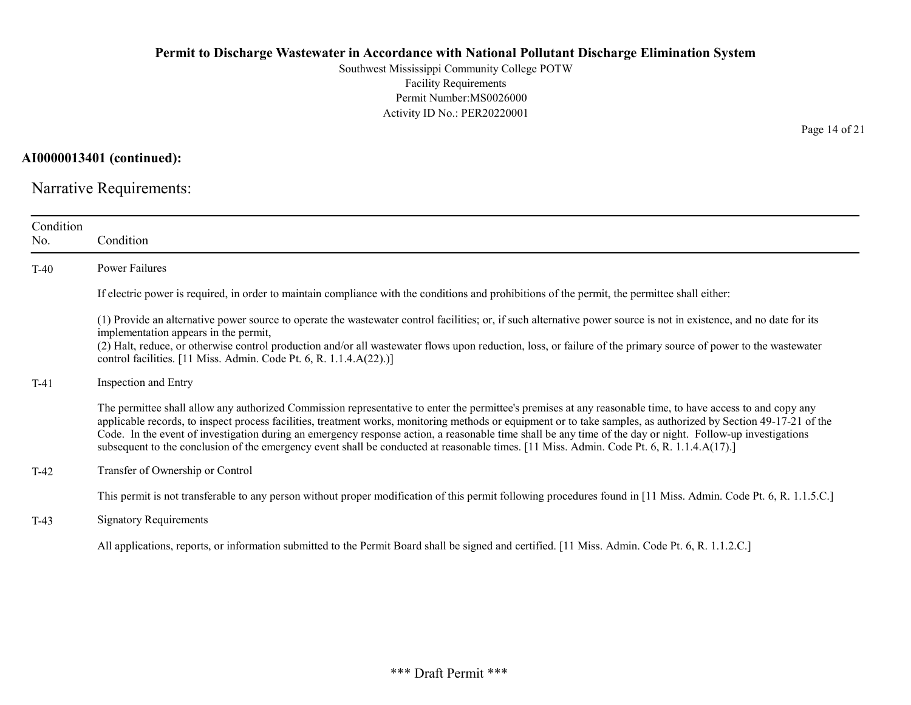**AI0000013401 (continued):**

## Narrative Requirements:

| Condition No. | Condition |
|---|---|
| T-40 | Power Failures<br><br>If electric power is required, in order to maintain compliance with the conditions and prohibitions of the permit, the permittee shall either:<br><br>(1) Provide an alternative power source to operate the wastewater control facilities; or, if such alternative power source is not in existence, and no date for its implementation appears in the permit,<br>(2) Halt, reduce, or otherwise control production and/or all wastewater flows upon reduction, loss, or failure of the primary source of power to the wastewater control facilities. [11 Miss. Admin. Code Pt. 6, R. 1.1.4.A(22).)] |
| T-41 | Inspection and Entry<br><br>The permittee shall allow any authorized Commission representative to enter the permittee's premises at any reasonable time, to have access to and copy any applicable records, to inspect process facilities, treatment works, monitoring methods or equipment or to take samples, as authorized by Section 49-17-21 of the Code. In the event of investigation during an emergency response action, a reasonable time shall be any time of the day or night. Follow-up investigations subsequent to the conclusion of the emergency event shall be conducted at reasonable times. [11 Miss. Admin. Code Pt. 6, R. 1.1.4.A(17).] |
| T-42 | Transfer of Ownership or Control<br><br>This permit is not transferable to any person without proper modification of this permit following procedures found in [11 Miss. Admin. Code Pt. 6, R. 1.1.5.C.] |
| T-43 | Signatory Requirements<br><br>All applications, reports, or information submitted to the Permit Board shall be signed and certified. [11 Miss. Admin. Code Pt. 6, R. 1.1.2.C.] |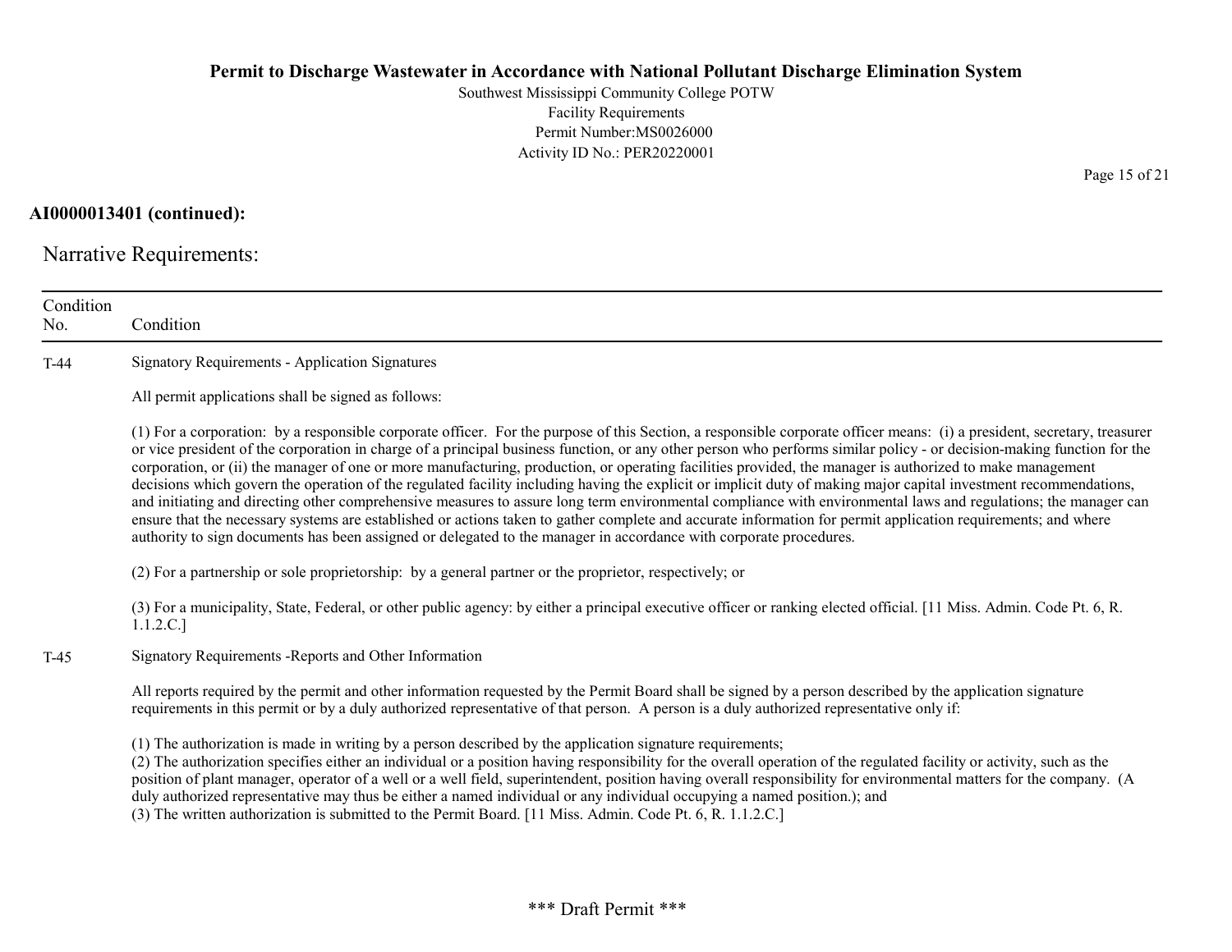**AI0000013401 (continued):**

Narrative Requirements:

| Condition No. | Condition |
|---|---|
| T-44 | Signatory Requirements - Application Signatures<br><br>All permit applications shall be signed as follows:<br><br>(1) For a corporation: by a responsible corporate officer. For the purpose of this Section, a responsible corporate officer means: (i) a president, secretary, treasurer or vice president of the corporation in charge of a principal business function, or any other person who performs similar policy - or decision-making function for the corporation, or (ii) the manager of one or more manufacturing, production, or operating facilities provided, the manager is authorized to make management decisions which govern the operation of the regulated facility including having the explicit or implicit duty of making major capital investment recommendations, and initiating and directing other comprehensive measures to assure long term environmental compliance with environmental laws and regulations; the manager can ensure that the necessary systems are established or actions taken to gather complete and accurate information for permit application requirements; and where authority to sign documents has been assigned or delegated to the manager in accordance with corporate procedures.<br><br>(2) For a partnership or sole proprietorship: by a general partner or the proprietor, respectively; or<br><br>(3) For a municipality, State, Federal, or other public agency: by either a principal executive officer or ranking elected official. [11 Miss. Admin. Code Pt. 6, R. 1.1.2.C.] |
| T-45 | Signatory Requirements -Reports and Other Information<br><br>All reports required by the permit and other information requested by the Permit Board shall be signed by a person described by the application signature requirements in this permit or by a duly authorized representative of that person. A person is a duly authorized representative only if:<br><br>(1) The authorization is made in writing by a person described by the application signature requirements;<br>(2) The authorization specifies either an individual or a position having responsibility for the overall operation of the regulated facility or activity, such as the position of plant manager, operator of a well or a well field, superintendent, position having overall responsibility for environmental matters for the company. (A duly authorized representative may thus be either a named individual or any individual occupying a named position.); and<br>(3) The written authorization is submitted to the Permit Board. [11 Miss. Admin. Code Pt. 6, R. 1.1.2.C.] |

\*\*\* Draft Permit \*\*\*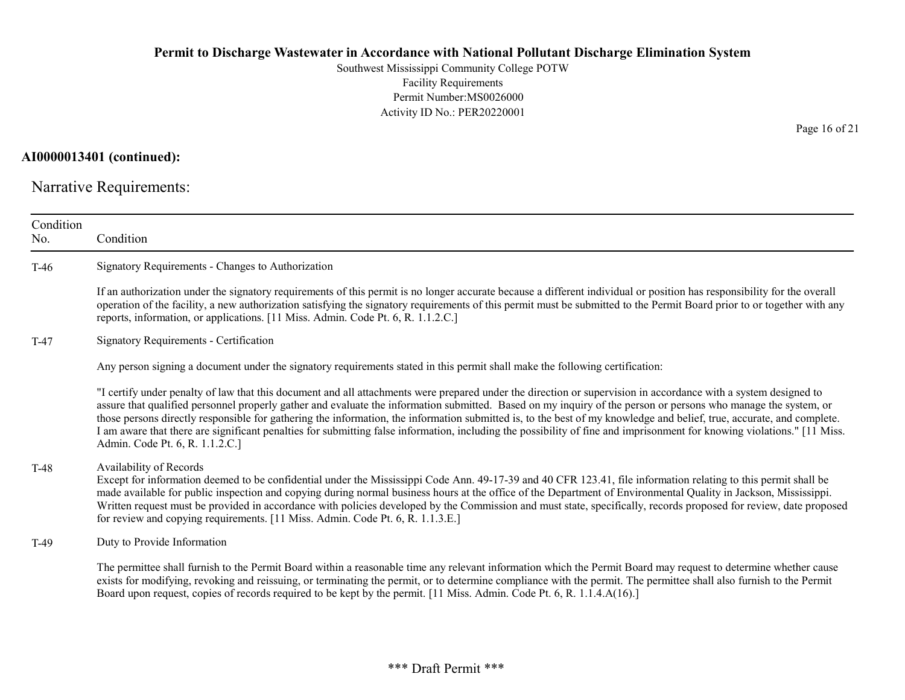**AI0000013401 (continued):**

## Narrative Requirements:

| Condition No. | Condition |
|---|---|
| T-46 | Signatory Requirements - Changes to Authorization<br><br>If an authorization under the signatory requirements of this permit is no longer accurate because a different individual or position has responsibility for the overall operation of the facility, a new authorization satisfying the signatory requirements of this permit must be submitted to the Permit Board prior to or together with any reports, information, or applications. [11 Miss. Admin. Code Pt. 6, R. 1.1.2.C.] |
| T-47 | Signatory Requirements - Certification<br><br>Any person signing a document under the signatory requirements stated in this permit shall make the following certification:<br><br>"I certify under penalty of law that this document and all attachments were prepared under the direction or supervision in accordance with a system designed to assure that qualified personnel properly gather and evaluate the information submitted. Based on my inquiry of the person or persons who manage the system, or those persons directly responsible for gathering the information, the information submitted is, to the best of my knowledge and belief, true, accurate, and complete. I am aware that there are significant penalties for submitting false information, including the possibility of fine and imprisonment for knowing violations." [11 Miss. Admin. Code Pt. 6, R. 1.1.2.C.] |
| T-48 | Availability of Records<br>Except for information deemed to be confidential under the Mississippi Code Ann. 49-17-39 and 40 CFR 123.41, file information relating to this permit shall be made available for public inspection and copying during normal business hours at the office of the Department of Environmental Quality in Jackson, Mississippi. Written request must be provided in accordance with policies developed by the Commission and must state, specifically, records proposed for review, date proposed for review and copying requirements. [11 Miss. Admin. Code Pt. 6, R. 1.1.3.E.] |
| T-49 | Duty to Provide Information<br><br>The permittee shall furnish to the Permit Board within a reasonable time any relevant information which the Permit Board may request to determine whether cause exists for modifying, revoking and reissuing, or terminating the permit, or to determine compliance with the permit. The permittee shall also furnish to the Permit Board upon request, copies of records required to be kept by the permit. [11 Miss. Admin. Code Pt. 6, R. 1.1.4.A(16).] |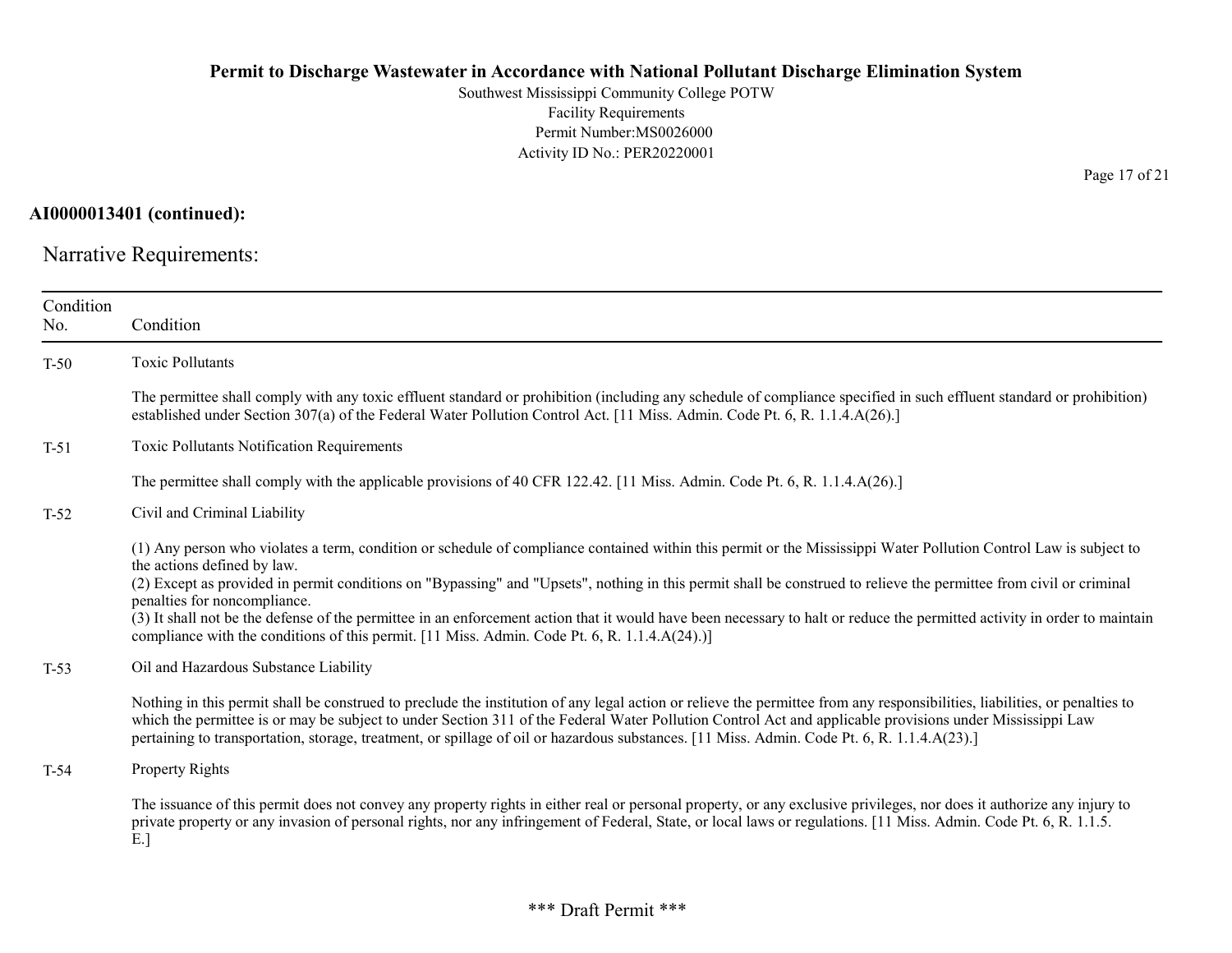**AI0000013401 (continued):**

## Narrative Requirements:

| Condition No. | Condition |
|---|---|
| T-50 | Toxic Pollutants<br><br>The permittee shall comply with any toxic effluent standard or prohibition (including any schedule of compliance specified in such effluent standard or prohibition) established under Section 307(a) of the Federal Water Pollution Control Act. [11 Miss. Admin. Code Pt. 6, R. 1.1.4.A(26).] |
| T-51 | Toxic Pollutants Notification Requirements<br><br>The permittee shall comply with the applicable provisions of 40 CFR 122.42. [11 Miss. Admin. Code Pt. 6, R. 1.1.4.A(26).] |
| T-52 | Civil and Criminal Liability<br><br>(1) Any person who violates a term, condition or schedule of compliance contained within this permit or the Mississippi Water Pollution Control Law is subject to the actions defined by law.<br>(2) Except as provided in permit conditions on "Bypassing" and "Upsets", nothing in this permit shall be construed to relieve the permittee from civil or criminal penalties for noncompliance.<br>(3) It shall not be the defense of the permittee in an enforcement action that it would have been necessary to halt or reduce the permitted activity in order to maintain compliance with the conditions of this permit. [11 Miss. Admin. Code Pt. 6, R. 1.1.4.A(24).)] |
| T-53 | Oil and Hazardous Substance Liability<br><br>Nothing in this permit shall be construed to preclude the institution of any legal action or relieve the permittee from any responsibilities, liabilities, or penalties to which the permittee is or may be subject to under Section 311 of the Federal Water Pollution Control Act and applicable provisions under Mississippi Law pertaining to transportation, storage, treatment, or spillage of oil or hazardous substances. [11 Miss. Admin. Code Pt. 6, R. 1.1.4.A(23).] |
| T-54 | Property Rights<br><br>The issuance of this permit does not convey any property rights in either real or personal property, or any exclusive privileges, nor does it authorize any injury to private property or any invasion of personal rights, nor any infringement of Federal, State, or local laws or regulations. [11 Miss. Admin. Code Pt. 6, R. 1.1.5. E.] |

*** Draft Permit ***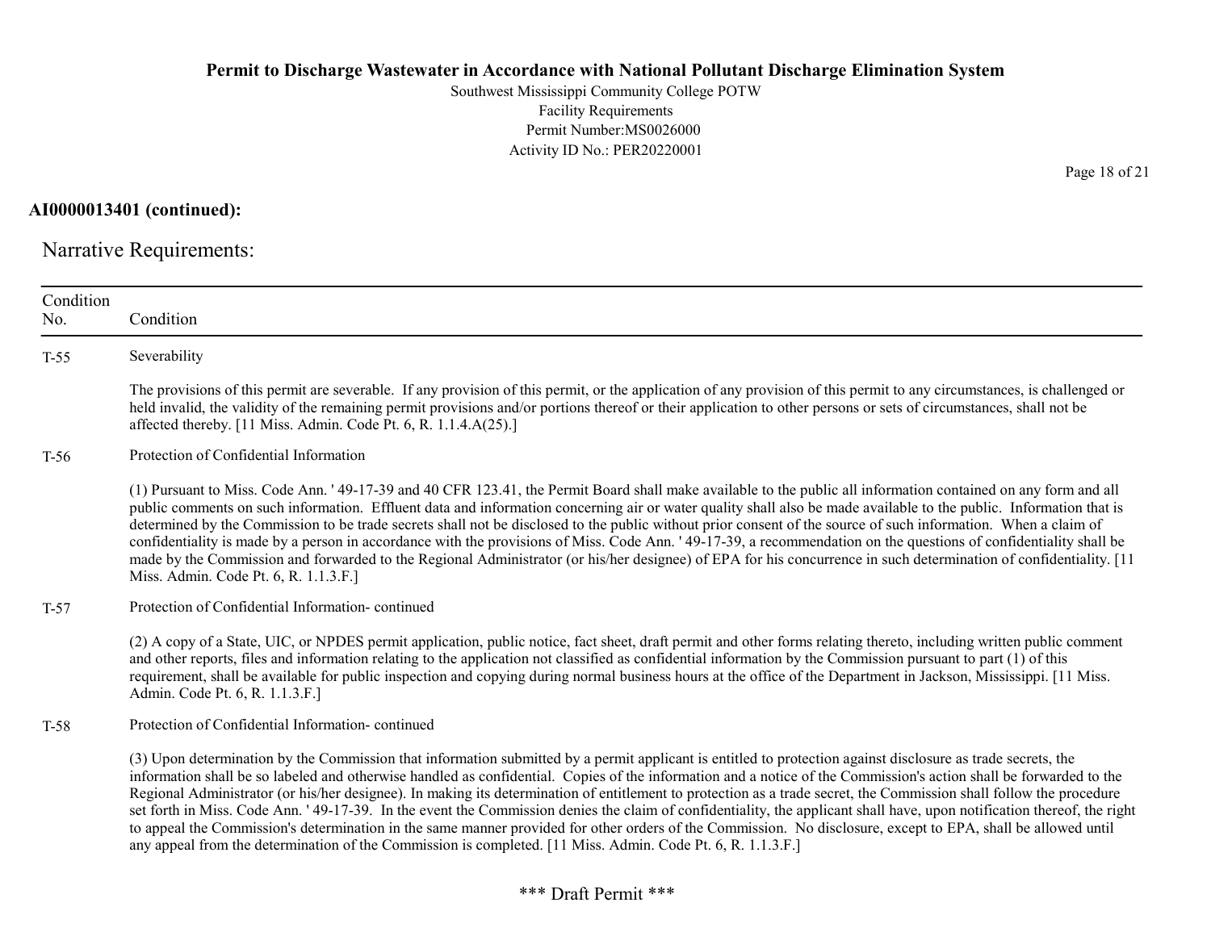**AI0000013401 (continued):**

Narrative Requirements:

| Condition No. | Condition |
|---|---|
| T-55 | Severability<br><br>The provisions of this permit are severable. If any provision of this permit, or the application of any provision of this permit to any circumstances, is challenged or held invalid, the validity of the remaining permit provisions and/or portions thereof or their application to other persons or sets of circumstances, shall not be affected thereby. [11 Miss. Admin. Code Pt. 6, R. 1.1.4.A(25).] |
| T-56 | Protection of Confidential Information<br><br>(1) Pursuant to Miss. Code Ann. ' 49-17-39 and 40 CFR 123.41, the Permit Board shall make available to the public all information contained on any form and all public comments on such information. Effluent data and information concerning air or water quality shall also be made available to the public. Information that is determined by the Commission to be trade secrets shall not be disclosed to the public without prior consent of the source of such information. When a claim of confidentiality is made by a person in accordance with the provisions of Miss. Code Ann. ' 49-17-39, a recommendation on the questions of confidentiality shall be made by the Commission and forwarded to the Regional Administrator (or his/her designee) of EPA for his concurrence in such determination of confidentiality. [11 Miss. Admin. Code Pt. 6, R. 1.1.3.F.] |
| T-57 | Protection of Confidential Information- continued<br><br>(2) A copy of a State, UIC, or NPDES permit application, public notice, fact sheet, draft permit and other forms relating thereto, including written public comment and other reports, files and information relating to the application not classified as confidential information by the Commission pursuant to part (1) of this requirement, shall be available for public inspection and copying during normal business hours at the office of the Department in Jackson, Mississippi. [11 Miss. Admin. Code Pt. 6, R. 1.1.3.F.] |
| T-58 | Protection of Confidential Information- continued<br><br>(3) Upon determination by the Commission that information submitted by a permit applicant is entitled to protection against disclosure as trade secrets, the information shall be so labeled and otherwise handled as confidential. Copies of the information and a notice of the Commission's action shall be forwarded to the Regional Administrator (or his/her designee). In making its determination of entitlement to protection as a trade secret, the Commission shall follow the procedure set forth in Miss. Code Ann. ' 49-17-39. In the event the Commission denies the claim of confidentiality, the applicant shall have, upon notification thereof, the right to appeal the Commission's determination in the same manner provided for other orders of the Commission. No disclosure, except to EPA, shall be allowed until any appeal from the determination of the Commission is completed. [11 Miss. Admin. Code Pt. 6, R. 1.1.3.F.] |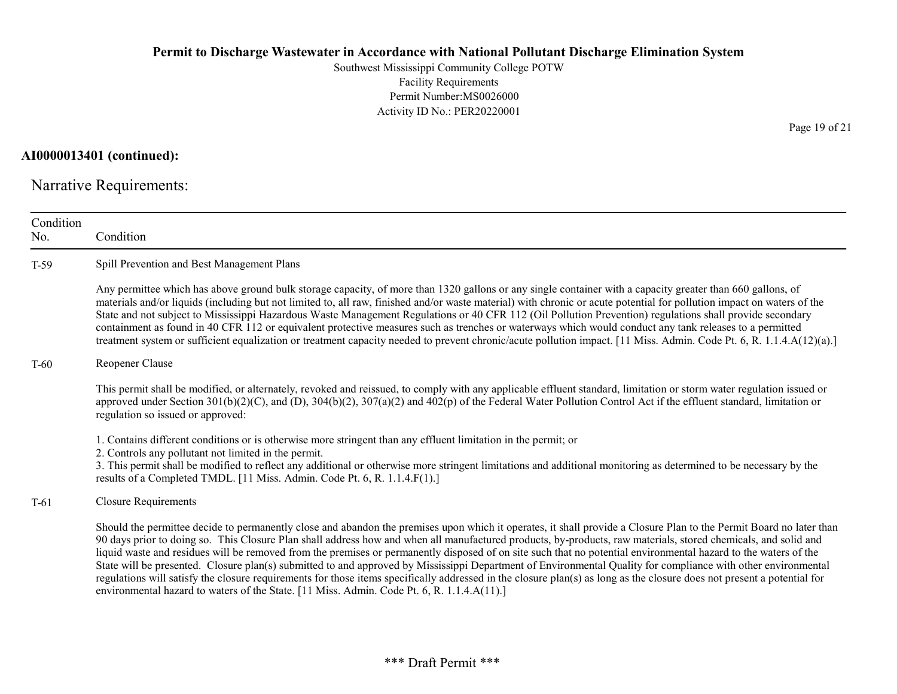**AI0000013401 (continued):**

## Narrative Requirements:

| Condition No. | Condition |
|---|---|
| T-59 | Spill Prevention and Best Management Plans<br><br>Any permittee which has above ground bulk storage capacity, of more than 1320 gallons or any single container with a capacity greater than 660 gallons, of materials and/or liquids (including but not limited to, all raw, finished and/or waste material) with chronic or acute potential for pollution impact on waters of the State and not subject to Mississippi Hazardous Waste Management Regulations or 40 CFR 112 (Oil Pollution Prevention) regulations shall provide secondary containment as found in 40 CFR 112 or equivalent protective measures such as trenches or waterways which would conduct any tank releases to a permitted treatment system or sufficient equalization or treatment capacity needed to prevent chronic/acute pollution impact. [11 Miss. Admin. Code Pt. 6, R. 1.1.4.A(12)(a).] |
| T-60 | Reopener Clause<br><br>This permit shall be modified, or alternately, revoked and reissued, to comply with any applicable effluent standard, limitation or storm water regulation issued or approved under Section 301(b)(2)(C), and (D), 304(b)(2), 307(a)(2) and 402(p) of the Federal Water Pollution Control Act if the effluent standard, limitation or regulation so issued or approved:<br><br>1. Contains different conditions or is otherwise more stringent than any effluent limitation in the permit; or<br>2. Controls any pollutant not limited in the permit.<br>3. This permit shall be modified to reflect any additional or otherwise more stringent limitations and additional monitoring as determined to be necessary by the results of a Completed TMDL. [11 Miss. Admin. Code Pt. 6, R. 1.1.4.F(1).] |
| T-61 | Closure Requirements<br><br>Should the permittee decide to permanently close and abandon the premises upon which it operates, it shall provide a Closure Plan to the Permit Board no later than 90 days prior to doing so. This Closure Plan shall address how and when all manufactured products, by-products, raw materials, stored chemicals, and solid and liquid waste and residues will be removed from the premises or permanently disposed of on site such that no potential environmental hazard to the waters of the State will be presented. Closure plan(s) submitted to and approved by Mississippi Department of Environmental Quality for compliance with other environmental regulations will satisfy the closure requirements for those items specifically addressed in the closure plan(s) as long as the closure does not present a potential for environmental hazard to waters of the State. [11 Miss. Admin. Code Pt. 6, R. 1.1.4.A(11).] |

\*\*\* Draft Permit \*\*\*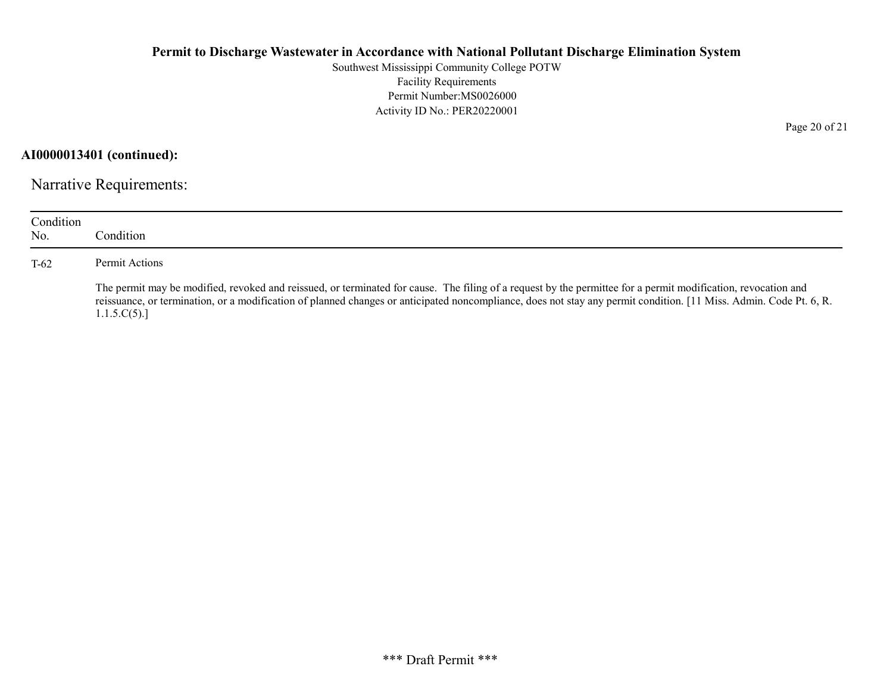**AI0000013401 (continued):**

## Narrative Requirements:

| Condition No. | Condition |
|---|---|
| T-62 | Permit Actions<br><br>The permit may be modified, revoked and reissued, or terminated for cause. The filing of a request by the permittee for a permit modification, revocation and reissuance, or termination, or a modification of planned changes or anticipated noncompliance, does not stay any permit condition. [11 Miss. Admin. Code Pt. 6, R. 1.1.5.C(5).] |

*** Draft Permit ***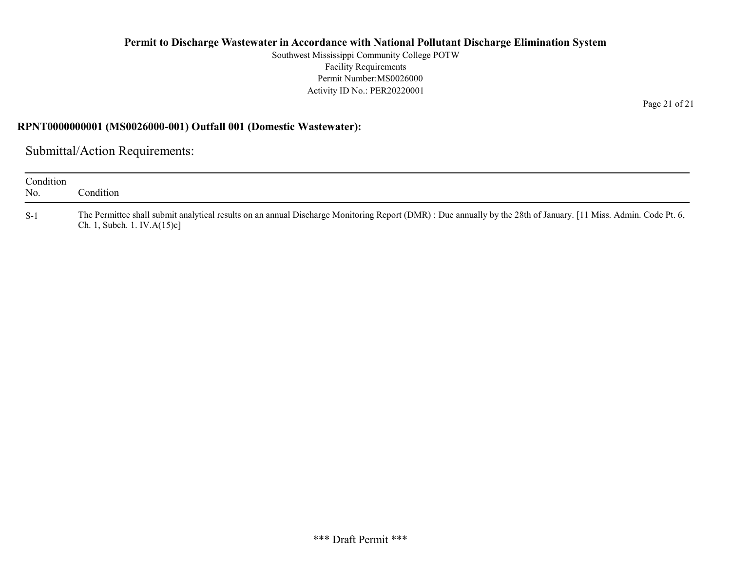**RPNT0000000001 (MS0026000-001) Outfall 001 (Domestic Wastewater):**

## Submittal/Action Requirements:

| Condition No. | Condition |
|---|---|
| S-1 | The Permittee shall submit analytical results on an annual Discharge Monitoring Report (DMR) : Due annually by the 28th of January. [11 Miss. Admin. Code Pt. 6, Ch. 1, Subch. 1. IV.A(15)c] |

\*\*\* Draft Permit \*\*\*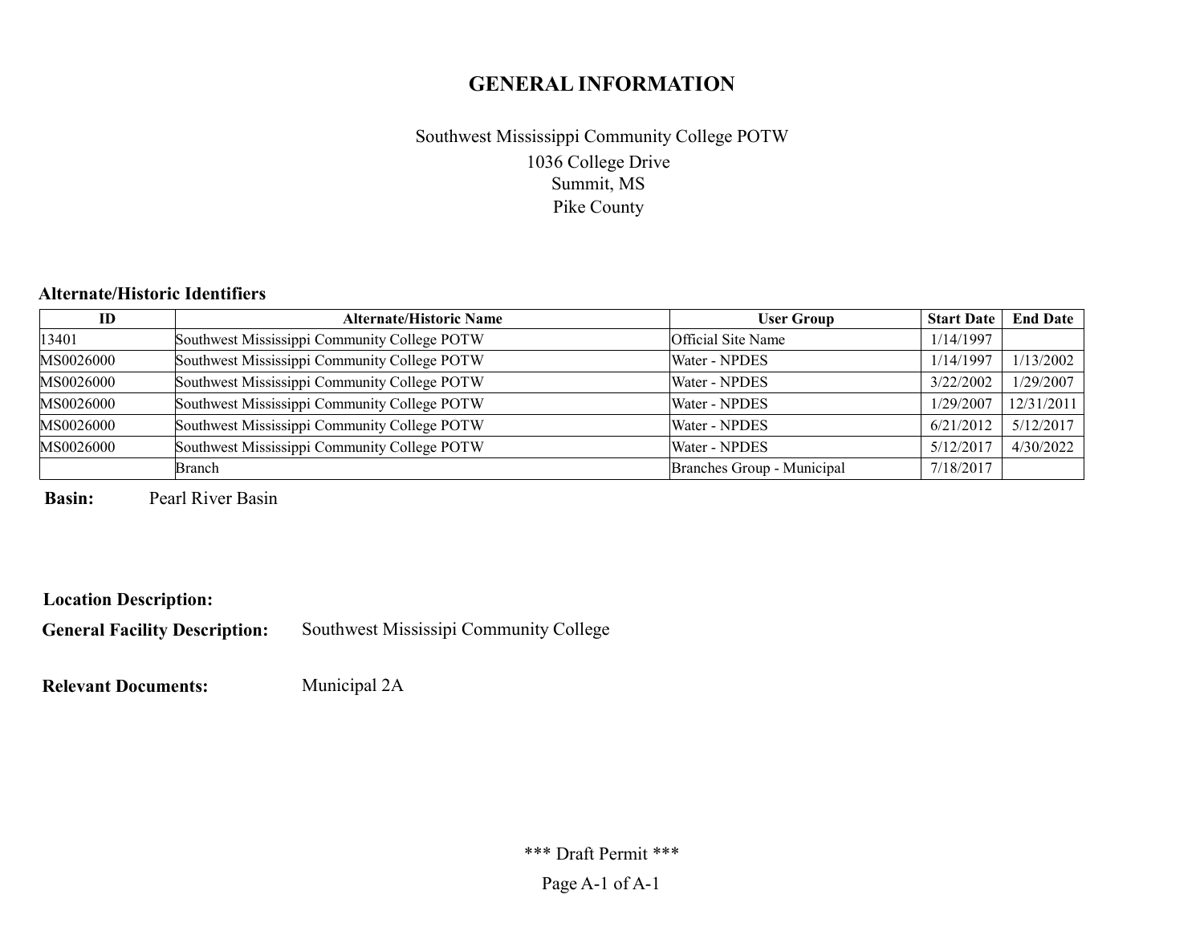# GENERAL INFORMATION

Southwest Mississippi Community College POTW
1036 College Drive
Summit, MS
Pike County

**Alternate/Historic Identifiers**

| ID | Alternate/Historic Name | User Group | Start Date | End Date |
|---|---|---|---|---|
| 13401 | Southwest Mississippi Community College POTW | Official Site Name | 1/14/1997 | |
| MS0026000 | Southwest Mississippi Community College POTW | Water - NPDES | 1/14/1997 | 1/13/2002 |
| MS0026000 | Southwest Mississippi Community College POTW | Water - NPDES | 3/22/2002 | 1/29/2007 |
| MS0026000 | Southwest Mississippi Community College POTW | Water - NPDES | 1/29/2007 | 12/31/2011 |
| MS0026000 | Southwest Mississippi Community College POTW | Water - NPDES | 6/21/2012 | 5/12/2017 |
| MS0026000 | Southwest Mississippi Community College POTW | Water - NPDES | 5/12/2017 | 4/30/2022 |
| | Branch | Branches Group - Municipal | 7/18/2017 | |

**Basin:** Pearl River Basin

**Location Description:**

**General Facility Description:** Southwest Mississipi Community College

**Relevant Documents:** Municipal 2A

\*\*\* Draft Permit \*\*\*